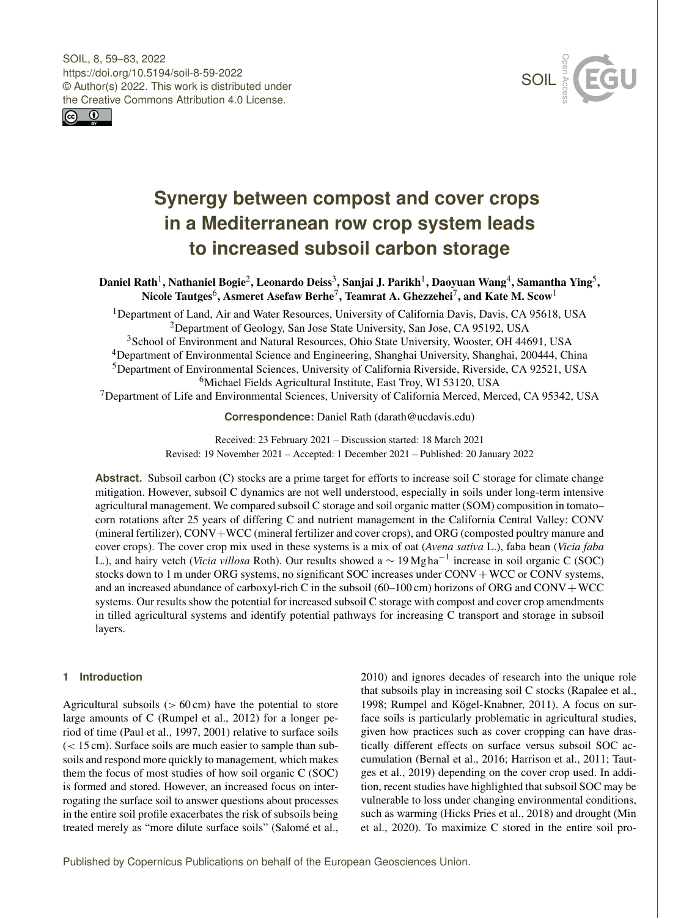# Synergy between compost and cover crops in a Mediterranean row crop system leads to increased subsoil carbon storage

**Daniel Rath[1], Nathaniel Bogie[2], Leonardo Deiss[3], Sanjai J. Parikh[1], Daoyuan Wang[4], Samantha Ying[5], Nicole Tautges[6], Asmeret Asefaw Berhe[7], Teamrat A. Ghezzehei[7], and Kate M. Scow[1]**

[1]Department of Land, Air and Water Resources, University of California Davis, Davis, CA 95618, USA
[2]Department of Geology, San Jose State University, San Jose, CA 95192, USA
[3]School of Environment and Natural Resources, Ohio State University, Wooster, OH 44691, USA
[4]Department of Environmental Science and Engineering, Shanghai University, Shanghai, 200444, China
[5]Department of Environmental Sciences, University of California Riverside, Riverside, CA 92521, USA
[6]Michael Fields Agricultural Institute, East Troy, WI 53120, USA
[7]Department of Life and Environmental Sciences, University of California Merced, Merced, CA 95342, USA

**Correspondence:** Daniel Rath (darath@ucdavis.edu)

Received: 23 February 2021 – Discussion started: 18 March 2021
Revised: 19 November 2021 – Accepted: 1 December 2021 – Published: 20 January 2022

**Abstract.** Subsoil carbon (C) stocks are a prime target for efforts to increase soil C storage for climate change mitigation. However, subsoil C dynamics are not well understood, especially in soils under long-term intensive agricultural management. We compared subsoil C storage and soil organic matter (SOM) composition in tomato–corn rotations after 25 years of differing C and nutrient management in the California Central Valley: CONV (mineral fertilizer), CONV+WCC (mineral fertilizer and cover crops), and ORG (composted poultry manure and cover crops). The cover crop mix used in these systems is a mix of oat (*Avena sativa* L.), faba bean (*Vicia faba* L.), and hairy vetch (*Vicia villosa* Roth). Our results showed a $\sim 19\,\mathrm{Mg\,ha^{-1}}$ increase in soil organic C (SOC) stocks down to 1 m under ORG systems, no significant SOC increases under CONV + WCC or CONV systems, and an increased abundance of carboxyl-rich C in the subsoil (60–100 cm) horizons of ORG and CONV + WCC systems. Our results show the potential for increased subsoil C storage with compost and cover crop amendments in tilled agricultural systems and identify potential pathways for increasing C transport and storage in subsoil layers.

## 1 Introduction

Agricultural subsoils (> 60 cm) have the potential to store large amounts of C (Rumpel et al., 2012) for a longer period of time (Paul et al., 1997, 2001) relative to surface soils (< 15 cm). Surface soils are much easier to sample than subsoils and respond more quickly to management, which makes them the focus of most studies of how soil organic C (SOC) is formed and stored. However, an increased focus on interrogating the surface soil to answer questions about processes in the entire soil profile exacerbates the risk of subsoils being treated merely as "more dilute surface soils" (Salomé et al., 2010) and ignores decades of research into the unique role that subsoils play in increasing soil C stocks (Rapalee et al., 1998; Rumpel and Kögel-Knabner, 2011). A focus on surface soils is particularly problematic in agricultural studies, given how practices such as cover cropping can have drastically different effects on surface versus subsoil SOC accumulation (Bernal et al., 2016; Harrison et al., 2011; Tautges et al., 2019) depending on the cover crop used. In addition, recent studies have highlighted that subsoil SOC may be vulnerable to loss under changing environmental conditions, such as warming (Hicks Pries et al., 2018) and drought (Min et al., 2020). To maximize C stored in the entire soil pro-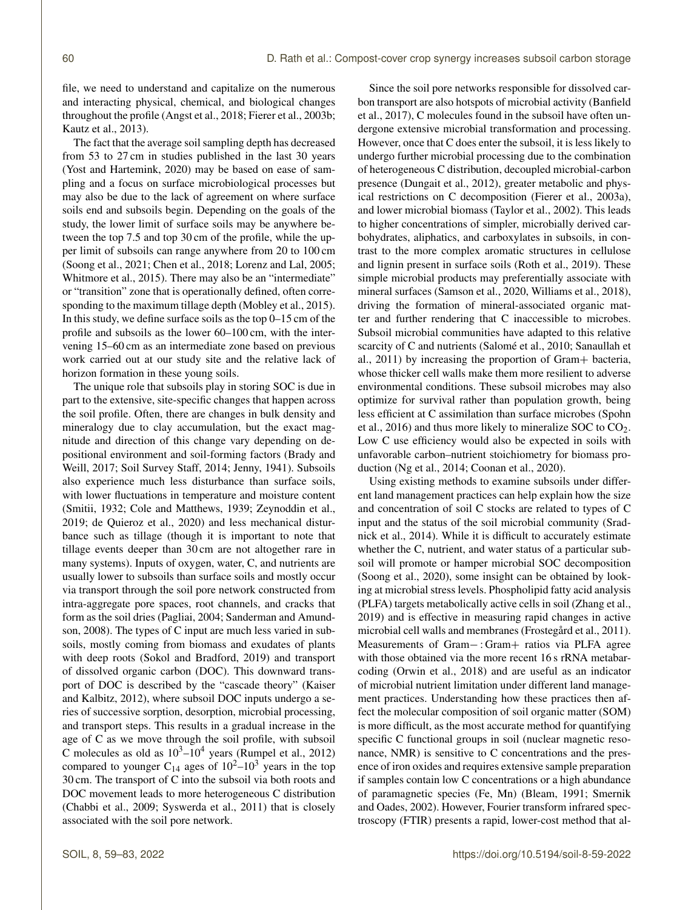file, we need to understand and capitalize on the numerous and interacting physical, chemical, and biological changes throughout the profile (Angst et al., 2018; Fierer et al., 2003b; Kautz et al., 2013).

The fact that the average soil sampling depth has decreased from 53 to 27 cm in studies published in the last 30 years (Yost and Hartemink, 2020) may be based on ease of sampling and a focus on surface microbiological processes but may also be due to the lack of agreement on where surface soils end and subsoils begin. Depending on the goals of the study, the lower limit of surface soils may be anywhere between the top 7.5 and top 30 cm of the profile, while the upper limit of subsoils can range anywhere from 20 to 100 cm (Soong et al., 2021; Chen et al., 2018; Lorenz and Lal, 2005; Whitmore et al., 2015). There may also be an "intermediate" or "transition" zone that is operationally defined, often corresponding to the maximum tillage depth (Mobley et al., 2015). In this study, we define surface soils as the top 0–15 cm of the profile and subsoils as the lower 60–100 cm, with the intervening 15–60 cm as an intermediate zone based on previous work carried out at our study site and the relative lack of horizon formation in these young soils.

The unique role that subsoils play in storing SOC is due in part to the extensive, site-specific changes that happen across the soil profile. Often, there are changes in bulk density and mineralogy due to clay accumulation, but the exact magnitude and direction of this change vary depending on depositional environment and soil-forming factors (Brady and Weill, 2017; Soil Survey Staff, 2014; Jenny, 1941). Subsoils also experience much less disturbance than surface soils, with lower fluctuations in temperature and moisture content (Smitii, 1932; Cole and Matthews, 1939; Zeynoddin et al., 2019; de Quieroz et al., 2020) and less mechanical disturbance such as tillage (though it is important to note that tillage events deeper than 30 cm are not altogether rare in many systems). Inputs of oxygen, water, C, and nutrients are usually lower to subsoils than surface soils and mostly occur via transport through the soil pore network constructed from intra-aggregate pore spaces, root channels, and cracks that form as the soil dries (Pagliai, 2004; Sanderman and Amundson, 2008). The types of C input are much less varied in subsoils, mostly coming from biomass and exudates of plants with deep roots (Sokol and Bradford, 2019) and transport of dissolved organic carbon (DOC). This downward transport of DOC is described by the "cascade theory" (Kaiser and Kalbitz, 2012), where subsoil DOC inputs undergo a series of successive sorption, desorption, microbial processing, and transport steps. This results in a gradual increase in the age of C as we move through the soil profile, with subsoil C molecules as old as $10^3$–$10^4$ years (Rumpel et al., 2012) compared to younger $C_{14}$ ages of $10^2$–$10^3$ years in the top 30 cm. The transport of C into the subsoil via both roots and DOC movement leads to more heterogeneous C distribution (Chabbi et al., 2009; Syswerda et al., 2011) that is closely associated with the soil pore network.

Since the soil pore networks responsible for dissolved carbon transport are also hotspots of microbial activity (Banfield et al., 2017), C molecules found in the subsoil have often undergone extensive microbial transformation and processing. However, once that C does enter the subsoil, it is less likely to undergo further microbial processing due to the combination of heterogeneous C distribution, decoupled microbial-carbon presence (Dungait et al., 2012), greater metabolic and physical restrictions on C decomposition (Fierer et al., 2003a), and lower microbial biomass (Taylor et al., 2002). This leads to higher concentrations of simpler, microbially derived carbohydrates, aliphatics, and carboxylates in subsoils, in contrast to the more complex aromatic structures in cellulose and lignin present in surface soils (Roth et al., 2019). These simple microbial products may preferentially associate with mineral surfaces (Samson et al., 2020, Williams et al., 2018), driving the formation of mineral-associated organic matter and further rendering that C inaccessible to microbes. Subsoil microbial communities have adapted to this relative scarcity of C and nutrients (Salomé et al., 2010; Sanaullah et al., 2011) by increasing the proportion of Gram+ bacteria, whose thicker cell walls make them more resilient to adverse environmental conditions. These subsoil microbes may also optimize for survival rather than population growth, being less efficient at C assimilation than surface microbes (Spohn et al., 2016) and thus more likely to mineralize SOC to $CO_2$. Low C use efficiency would also be expected in soils with unfavorable carbon–nutrient stoichiometry for biomass production (Ng et al., 2014; Coonan et al., 2020).

Using existing methods to examine subsoils under different land management practices can help explain how the size and concentration of soil C stocks are related to types of C input and the status of the soil microbial community (Sradnick et al., 2014). While it is difficult to accurately estimate whether the C, nutrient, and water status of a particular subsoil will promote or hamper microbial SOC decomposition (Soong et al., 2020), some insight can be obtained by looking at microbial stress levels. Phospholipid fatty acid analysis (PLFA) targets metabolically active cells in soil (Zhang et al., 2019) and is effective in measuring rapid changes in active microbial cell walls and membranes (Frostegård et al., 2011). Measurements of Gram− : Gram+ ratios via PLFA agree with those obtained via the more recent 16 s rRNA metabarcoding (Orwin et al., 2018) and are useful as an indicator of microbial nutrient limitation under different land management practices. Understanding how these practices then affect the molecular composition of soil organic matter (SOM) is more difficult, as the most accurate method for quantifying specific C functional groups in soil (nuclear magnetic resonance, NMR) is sensitive to C concentrations and the presence of iron oxides and requires extensive sample preparation if samples contain low C concentrations or a high abundance of paramagnetic species (Fe, Mn) (Bleam, 1991; Smernik and Oades, 2002). However, Fourier transform infrared spectroscopy (FTIR) presents a rapid, lower-cost method that al-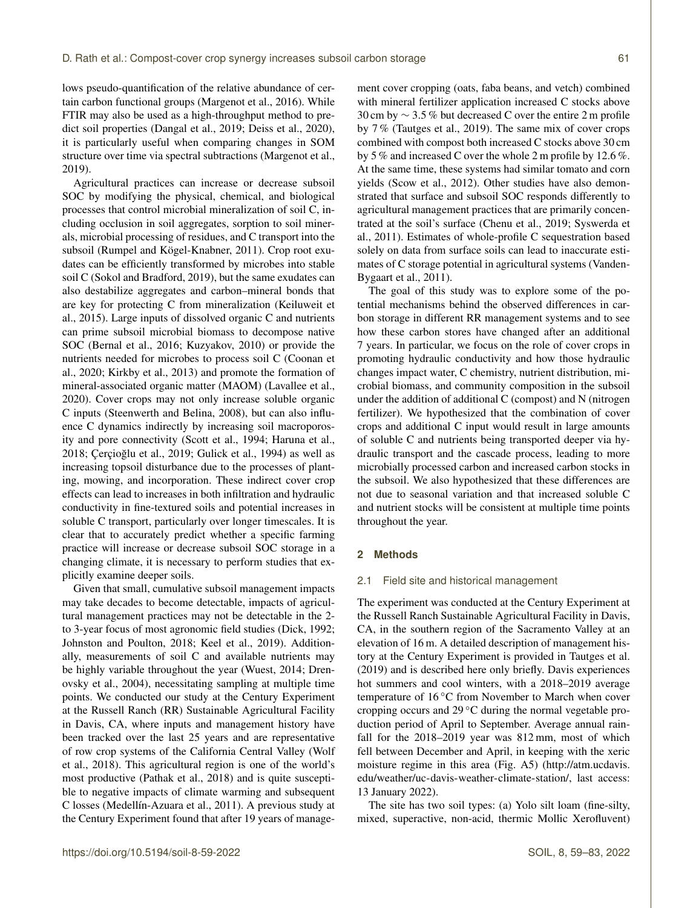lows pseudo-quantification of the relative abundance of certain carbon functional groups (Margenot et al., 2016). While FTIR may also be used as a high-throughput method to predict soil properties (Dangal et al., 2019; Deiss et al., 2020), it is particularly useful when comparing changes in SOM structure over time via spectral subtractions (Margenot et al., 2019).

Agricultural practices can increase or decrease subsoil SOC by modifying the physical, chemical, and biological processes that control microbial mineralization of soil C, including occlusion in soil aggregates, sorption to soil minerals, microbial processing of residues, and C transport into the subsoil (Rumpel and Kögel-Knabner, 2011). Crop root exudates can be efficiently transformed by microbes into stable soil C (Sokol and Bradford, 2019), but the same exudates can also destabilize aggregates and carbon–mineral bonds that are key for protecting C from mineralization (Keiluweit et al., 2015). Large inputs of dissolved organic C and nutrients can prime subsoil microbial biomass to decompose native SOC (Bernal et al., 2016; Kuzyakov, 2010) or provide the nutrients needed for microbes to process soil C (Coonan et al., 2020; Kirkby et al., 2013) and promote the formation of mineral-associated organic matter (MAOM) (Lavallee et al., 2020). Cover crops may not only increase soluble organic C inputs (Steenwerth and Belina, 2008), but can also influence C dynamics indirectly by increasing soil macroporosity and pore connectivity (Scott et al., 1994; Haruna et al., 2018; Çerçioğlu et al., 2019; Gulick et al., 1994) as well as increasing topsoil disturbance due to the processes of planting, mowing, and incorporation. These indirect cover crop effects can lead to increases in both infiltration and hydraulic conductivity in fine-textured soils and potential increases in soluble C transport, particularly over longer timescales. It is clear that to accurately predict whether a specific farming practice will increase or decrease subsoil SOC storage in a changing climate, it is necessary to perform studies that explicitly examine deeper soils.

Given that small, cumulative subsoil management impacts may take decades to become detectable, impacts of agricultural management practices may not be detectable in the 2- to 3-year focus of most agronomic field studies (Dick, 1992; Johnston and Poulton, 2018; Keel et al., 2019). Additionally, measurements of soil C and available nutrients may be highly variable throughout the year (Wuest, 2014; Drenovsky et al., 2004), necessitating sampling at multiple time points. We conducted our study at the Century Experiment at the Russell Ranch (RR) Sustainable Agricultural Facility in Davis, CA, where inputs and management history have been tracked over the last 25 years and are representative of row crop systems of the California Central Valley (Wolf et al., 2018). This agricultural region is one of the world's most productive (Pathak et al., 2018) and is quite susceptible to negative impacts of climate warming and subsequent C losses (Medellín-Azuara et al., 2011). A previous study at the Century Experiment found that after 19 years of management cover cropping (oats, faba beans, and vetch) combined with mineral fertilizer application increased C stocks above 30 cm by $\sim 3.5$ % but decreased C over the entire 2 m profile by 7 % (Tautges et al., 2019). The same mix of cover crops combined with compost both increased C stocks above 30 cm by 5 % and increased C over the whole 2 m profile by 12.6 %. At the same time, these systems had similar tomato and corn yields (Scow et al., 2012). Other studies have also demonstrated that surface and subsoil SOC responds differently to agricultural management practices that are primarily concentrated at the soil's surface (Chenu et al., 2019; Syswerda et al., 2011). Estimates of whole-profile C sequestration based solely on data from surface soils can lead to inaccurate estimates of C storage potential in agricultural systems (VandenBygaart et al., 2011).

The goal of this study was to explore some of the potential mechanisms behind the observed differences in carbon storage in different RR management systems and to see how these carbon stores have changed after an additional 7 years. In particular, we focus on the role of cover crops in promoting hydraulic conductivity and how those hydraulic changes impact water, C chemistry, nutrient distribution, microbial biomass, and community composition in the subsoil under the addition of additional C (compost) and N (nitrogen fertilizer). We hypothesized that the combination of cover crops and additional C input would result in large amounts of soluble C and nutrients being transported deeper via hydraulic transport and the cascade process, leading to more microbially processed carbon and increased carbon stocks in the subsoil. We also hypothesized that these differences are not due to seasonal variation and that increased soluble C and nutrient stocks will be consistent at multiple time points throughout the year.

## 2 Methods

### 2.1 Field site and historical management

The experiment was conducted at the Century Experiment at the Russell Ranch Sustainable Agricultural Facility in Davis, CA, in the southern region of the Sacramento Valley at an elevation of 16 m. A detailed description of management history at the Century Experiment is provided in Tautges et al. (2019) and is described here only briefly. Davis experiences hot summers and cool winters, with a 2018–2019 average temperature of 16 °C from November to March when cover cropping occurs and 29 °C during the normal vegetable production period of April to September. Average annual rainfall for the 2018–2019 year was 812 mm, most of which fell between December and April, in keeping with the xeric moisture regime in this area (Fig. A5) (http://atm.ucdavis.edu/weather/uc-davis-weather-climate-station/, last access: 13 January 2022).

The site has two soil types: (a) Yolo silt loam (fine-silty, mixed, superactive, non-acid, thermic Mollic Xerofluvent)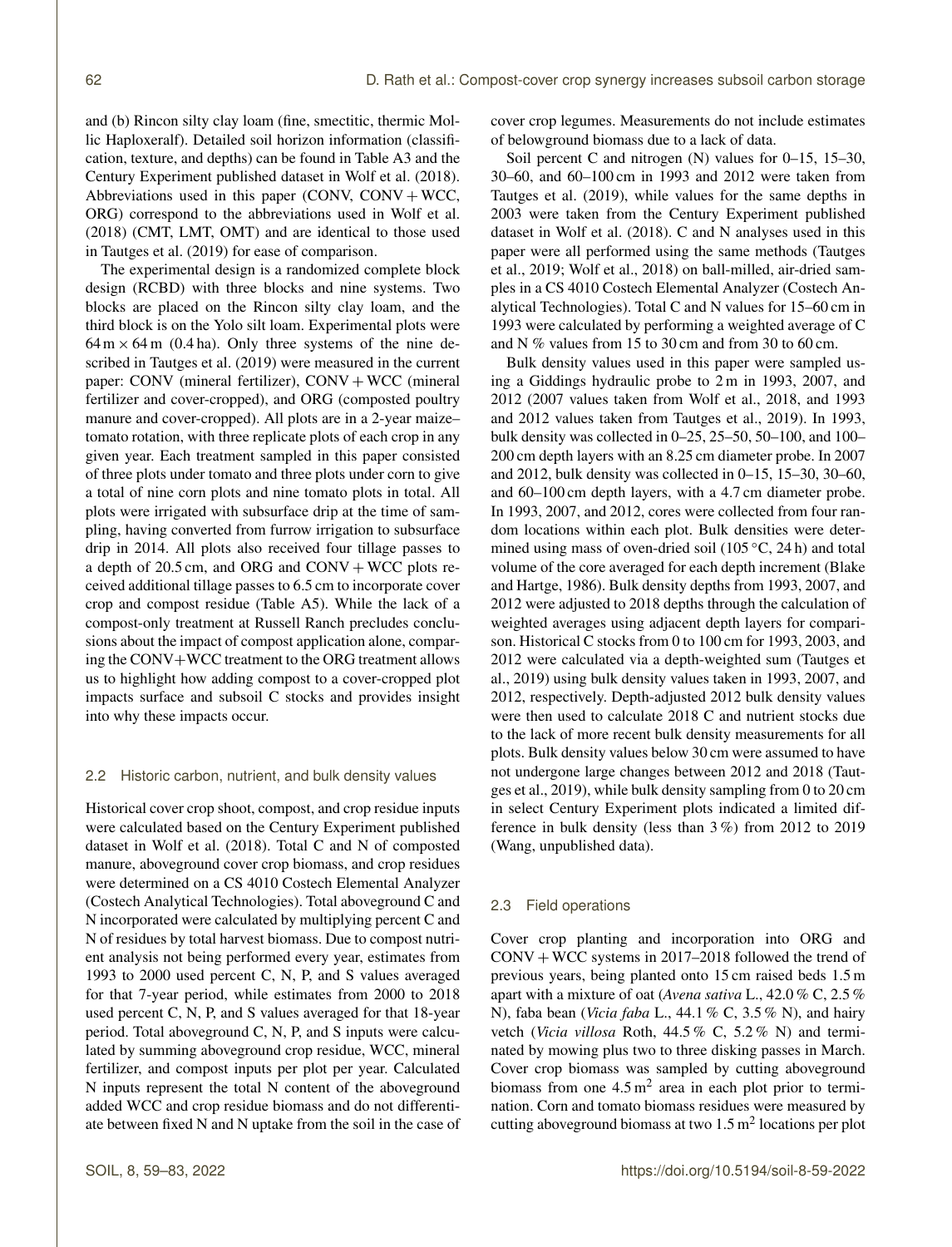and (b) Rincon silty clay loam (fine, smectitic, thermic Mollic Haploxeralf). Detailed soil horizon information (classification, texture, and depths) can be found in Table A3 and the Century Experiment published dataset in Wolf et al. (2018). Abbreviations used in this paper (CONV, CONV + WCC, ORG) correspond to the abbreviations used in Wolf et al. (2018) (CMT, LMT, OMT) and are identical to those used in Tautges et al. (2019) for ease of comparison.

The experimental design is a randomized complete block design (RCBD) with three blocks and nine systems. Two blocks are placed on the Rincon silty clay loam, and the third block is on the Yolo silt loam. Experimental plots were $64\,\text{m} \times 64\,\text{m}$ (0.4 ha). Only three systems of the nine described in Tautges et al. (2019) were measured in the current paper: CONV (mineral fertilizer), CONV + WCC (mineral fertilizer and cover-cropped), and ORG (composted poultry manure and cover-cropped). All plots are in a 2-year maize–tomato rotation, with three replicate plots of each crop in any given year. Each treatment sampled in this paper consisted of three plots under tomato and three plots under corn to give a total of nine corn plots and nine tomato plots in total. All plots were irrigated with subsurface drip at the time of sampling, having converted from furrow irrigation to subsurface drip in 2014. All plots also received four tillage passes to a depth of 20.5 cm, and ORG and CONV + WCC plots received additional tillage passes to 6.5 cm to incorporate cover crop and compost residue (Table A5). While the lack of a compost-only treatment at Russell Ranch precludes conclusions about the impact of compost application alone, comparing the CONV+WCC treatment to the ORG treatment allows us to highlight how adding compost to a cover-cropped plot impacts surface and subsoil C stocks and provides insight into why these impacts occur.

## 2.2 Historic carbon, nutrient, and bulk density values

Historical cover crop shoot, compost, and crop residue inputs were calculated based on the Century Experiment published dataset in Wolf et al. (2018). Total C and N of composted manure, aboveground cover crop biomass, and crop residues were determined on a CS 4010 Costech Elemental Analyzer (Costech Analytical Technologies). Total aboveground C and N incorporated were calculated by multiplying percent C and N of residues by total harvest biomass. Due to compost nutrient analysis not being performed every year, estimates from 1993 to 2000 used percent C, N, P, and S values averaged for that 7-year period, while estimates from 2000 to 2018 used percent C, N, P, and S values averaged for that 18-year period. Total aboveground C, N, P, and S inputs were calculated by summing aboveground crop residue, WCC, mineral fertilizer, and compost inputs per plot per year. Calculated N inputs represent the total N content of the aboveground added WCC and crop residue biomass and do not differentiate between fixed N and N uptake from the soil in the case of cover crop legumes. Measurements do not include estimates of belowground biomass due to a lack of data.

Soil percent C and nitrogen (N) values for 0–15, 15–30, 30–60, and 60–100 cm in 1993 and 2012 were taken from Tautges et al. (2019), while values for the same depths in 2003 were taken from the Century Experiment published dataset in Wolf et al. (2018). C and N analyses used in this paper were all performed using the same methods (Tautges et al., 2019; Wolf et al., 2018) on ball-milled, air-dried samples in a CS 4010 Costech Elemental Analyzer (Costech Analytical Technologies). Total C and N values for 15–60 cm in 1993 were calculated by performing a weighted average of C and N % values from 15 to 30 cm and from 30 to 60 cm.

Bulk density values used in this paper were sampled using a Giddings hydraulic probe to 2 m in 1993, 2007, and 2012 (2007 values taken from Wolf et al., 2018, and 1993 and 2012 values taken from Tautges et al., 2019). In 1993, bulk density was collected in 0–25, 25–50, 50–100, and 100–200 cm depth layers with an 8.25 cm diameter probe. In 2007 and 2012, bulk density was collected in 0–15, 15–30, 30–60, and 60–100 cm depth layers, with a 4.7 cm diameter probe. In 1993, 2007, and 2012, cores were collected from four random locations within each plot. Bulk densities were determined using mass of oven-dried soil (105 °C, 24 h) and total volume of the core averaged for each depth increment (Blake and Hartge, 1986). Bulk density depths from 1993, 2007, and 2012 were adjusted to 2018 depths through the calculation of weighted averages using adjacent depth layers for comparison. Historical C stocks from 0 to 100 cm for 1993, 2003, and 2012 were calculated via a depth-weighted sum (Tautges et al., 2019) using bulk density values taken in 1993, 2007, and 2012, respectively. Depth-adjusted 2012 bulk density values were then used to calculate 2018 C and nutrient stocks due to the lack of more recent bulk density measurements for all plots. Bulk density values below 30 cm were assumed to have not undergone large changes between 2012 and 2018 (Tautges et al., 2019), while bulk density sampling from 0 to 20 cm in select Century Experiment plots indicated a limited difference in bulk density (less than 3 %) from 2012 to 2019 (Wang, unpublished data).

## 2.3 Field operations

Cover crop planting and incorporation into ORG and CONV + WCC systems in 2017–2018 followed the trend of previous years, being planted onto 15 cm raised beds 1.5 m apart with a mixture of oat (*Avena sativa* L., 42.0 % C, 2.5 % N), faba bean (*Vicia faba* L., 44.1 % C, 3.5 % N), and hairy vetch (*Vicia villosa* Roth, 44.5 % C, 5.2 % N) and terminated by mowing plus two to three disking passes in March. Cover crop biomass was sampled by cutting aboveground biomass from one $4.5\,\text{m}^2$ area in each plot prior to termination. Corn and tomato biomass residues were measured by cutting aboveground biomass at two $1.5\,\text{m}^2$ locations per plot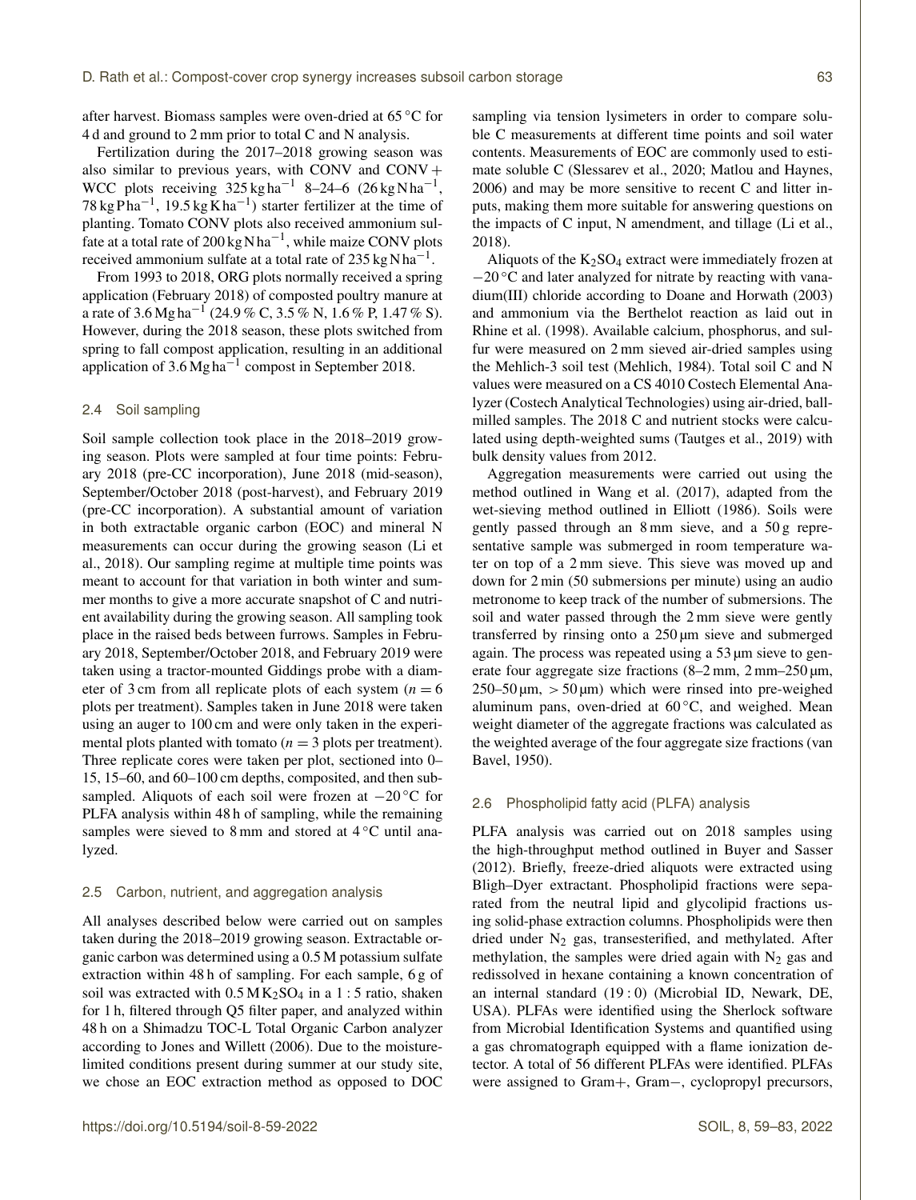after harvest. Biomass samples were oven-dried at 65 °C for 4 d and ground to 2 mm prior to total C and N analysis.

Fertilization during the 2017–2018 growing season was also similar to previous years, with CONV and CONV + WCC plots receiving $325\,\mathrm{kg\,ha^{-1}}$ 8–24–6 ($26\,\mathrm{kg\,N\,ha^{-1}}$, $78\,\mathrm{kg\,P\,ha^{-1}}$, $19.5\,\mathrm{kg\,K\,ha^{-1}}$) starter fertilizer at the time of planting. Tomato CONV plots also received ammonium sulfate at a total rate of $200\,\mathrm{kg\,N\,ha^{-1}}$, while maize CONV plots received ammonium sulfate at a total rate of $235\,\mathrm{kg\,N\,ha^{-1}}$.

From 1993 to 2018, ORG plots normally received a spring application (February 2018) of composted poultry manure at a rate of $3.6\,\mathrm{Mg\,ha^{-1}}$ (24.9 % C, 3.5 % N, 1.6 % P, 1.47 % S). However, during the 2018 season, these plots switched from spring to fall compost application, resulting in an additional application of $3.6\,\mathrm{Mg\,ha^{-1}}$ compost in September 2018.

### 2.4 Soil sampling

Soil sample collection took place in the 2018–2019 growing season. Plots were sampled at four time points: February 2018 (pre-CC incorporation), June 2018 (mid-season), September/October 2018 (post-harvest), and February 2019 (pre-CC incorporation). A substantial amount of variation in both extractable organic carbon (EOC) and mineral N measurements can occur during the growing season (Li et al., 2018). Our sampling regime at multiple time points was meant to account for that variation in both winter and summer months to give a more accurate snapshot of C and nutrient availability during the growing season. All sampling took place in the raised beds between furrows. Samples in February 2018, September/October 2018, and February 2019 were taken using a tractor-mounted Giddings probe with a diameter of 3 cm from all replicate plots of each system ($n = 6$ plots per treatment). Samples taken in June 2018 were taken using an auger to 100 cm and were only taken in the experimental plots planted with tomato ($n = 3$ plots per treatment). Three replicate cores were taken per plot, sectioned into 0–15, 15–60, and 60–100 cm depths, composited, and then subsampled. Aliquots of each soil were frozen at −20 °C for PLFA analysis within 48 h of sampling, while the remaining samples were sieved to 8 mm and stored at 4 °C until analyzed.

### 2.5 Carbon, nutrient, and aggregation analysis

All analyses described below were carried out on samples taken during the 2018–2019 growing season. Extractable organic carbon was determined using a 0.5 M potassium sulfate extraction within 48 h of sampling. For each sample, 6 g of soil was extracted with 0.5 M $K_2SO_4$ in a 1 : 5 ratio, shaken for 1 h, filtered through Q5 filter paper, and analyzed within 48 h on a Shimadzu TOC-L Total Organic Carbon analyzer according to Jones and Willett (2006). Due to the moisture-limited conditions present during summer at our study site, we chose an EOC extraction method as opposed to DOC sampling via tension lysimeters in order to compare soluble C measurements at different time points and soil water contents. Measurements of EOC are commonly used to estimate soluble C (Slessarev et al., 2020; Matlou and Haynes, 2006) and may be more sensitive to recent C and litter inputs, making them more suitable for answering questions on the impacts of C input, N amendment, and tillage (Li et al., 2018).

Aliquots of the $K_2SO_4$ extract were immediately frozen at −20 °C and later analyzed for nitrate by reacting with vanadium(III) chloride according to Doane and Horwath (2003) and ammonium via the Berthelot reaction as laid out in Rhine et al. (1998). Available calcium, phosphorus, and sulfur were measured on 2 mm sieved air-dried samples using the Mehlich-3 soil test (Mehlich, 1984). Total soil C and N values were measured on a CS 4010 Costech Elemental Analyzer (Costech Analytical Technologies) using air-dried, ball-milled samples. The 2018 C and nutrient stocks were calculated using depth-weighted sums (Tautges et al., 2019) with bulk density values from 2012.

Aggregation measurements were carried out using the method outlined in Wang et al. (2017), adapted from the wet-sieving method outlined in Elliott (1986). Soils were gently passed through an 8 mm sieve, and a 50 g representative sample was submerged in room temperature water on top of a 2 mm sieve. This sieve was moved up and down for 2 min (50 submersions per minute) using an audio metronome to keep track of the number of submersions. The soil and water passed through the 2 mm sieve were gently transferred by rinsing onto a 250 µm sieve and submerged again. The process was repeated using a 53 µm sieve to generate four aggregate size fractions (8–2 mm, 2 mm–250 µm, 250–50 µm, > 50 µm) which were rinsed into pre-weighed aluminum pans, oven-dried at 60 °C, and weighed. Mean weight diameter of the aggregate fractions was calculated as the weighted average of the four aggregate size fractions (van Bavel, 1950).

### 2.6 Phospholipid fatty acid (PLFA) analysis

PLFA analysis was carried out on 2018 samples using the high-throughput method outlined in Buyer and Sasser (2012). Briefly, freeze-dried aliquots were extracted using Bligh–Dyer extractant. Phospholipid fractions were separated from the neutral lipid and glycolipid fractions using solid-phase extraction columns. Phospholipids were then dried under $N_2$ gas, transesterified, and methylated. After methylation, the samples were dried again with $N_2$ gas and redissolved in hexane containing a known concentration of an internal standard (19 : 0) (Microbial ID, Newark, DE, USA). PLFAs were identified using the Sherlock software from Microbial Identification Systems and quantified using a gas chromatograph equipped with a flame ionization detector. A total of 56 different PLFAs were identified. PLFAs were assigned to Gram+, Gram−, cyclopropyl precursors,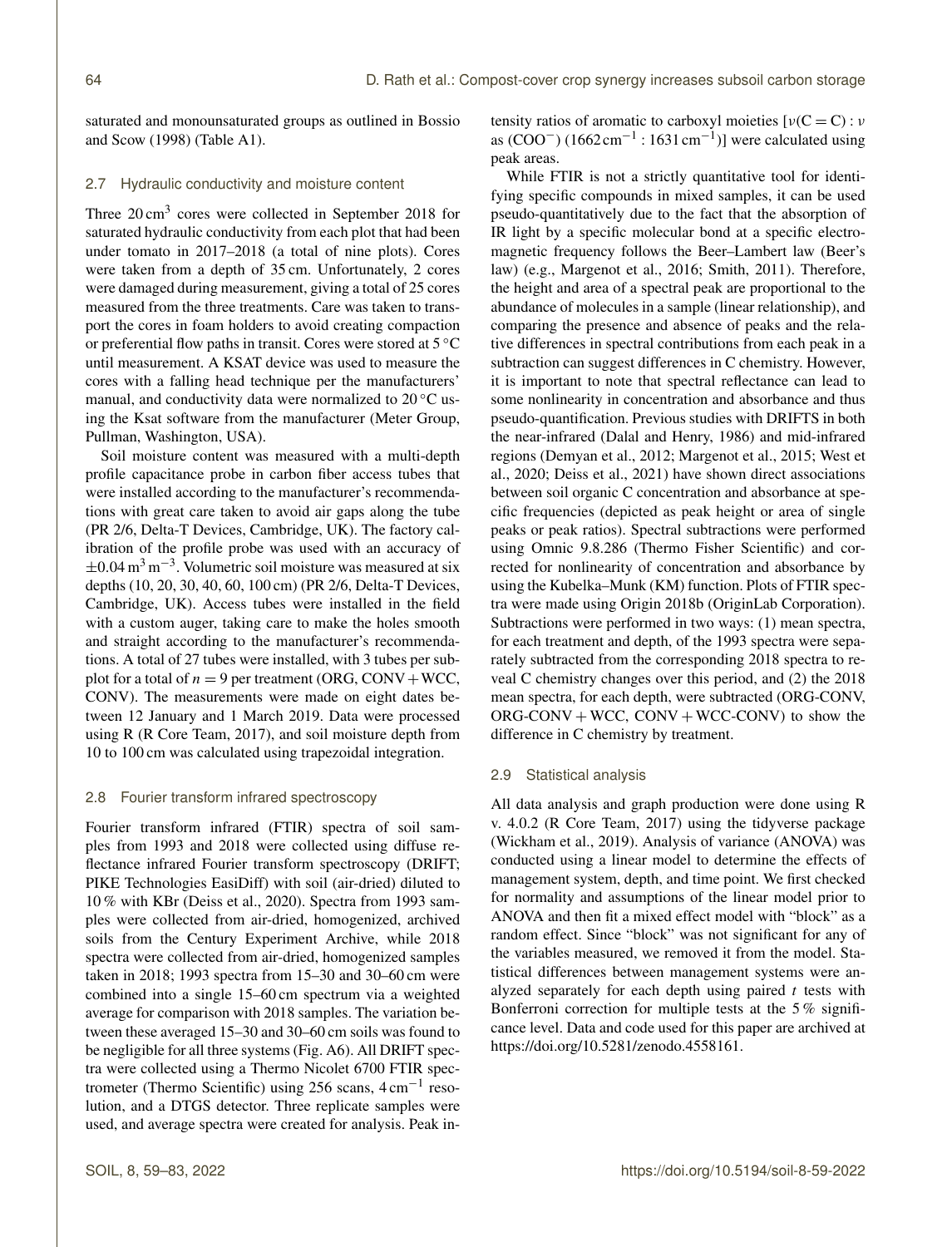saturated and monounsaturated groups as outlined in Bossio and Scow (1998) (Table A1).

### 2.7 Hydraulic conductivity and moisture content

Three $20\,\text{cm}^3$ cores were collected in September 2018 for saturated hydraulic conductivity from each plot that had been under tomato in 2017–2018 (a total of nine plots). Cores were taken from a depth of 35 cm. Unfortunately, 2 cores were damaged during measurement, giving a total of 25 cores measured from the three treatments. Care was taken to transport the cores in foam holders to avoid creating compaction or preferential flow paths in transit. Cores were stored at 5 °C until measurement. A KSAT device was used to measure the cores with a falling head technique per the manufacturers' manual, and conductivity data were normalized to 20 °C using the Ksat software from the manufacturer (Meter Group, Pullman, Washington, USA).

Soil moisture content was measured with a multi-depth profile capacitance probe in carbon fiber access tubes that were installed according to the manufacturer's recommendations with great care taken to avoid air gaps along the tube (PR 2/6, Delta-T Devices, Cambridge, UK). The factory calibration of the profile probe was used with an accuracy of $\pm 0.04\,\text{m}^3\,\text{m}^{-3}$. Volumetric soil moisture was measured at six depths (10, 20, 30, 40, 60, 100 cm) (PR 2/6, Delta-T Devices, Cambridge, UK). Access tubes were installed in the field with a custom auger, taking care to make the holes smooth and straight according to the manufacturer's recommendations. A total of 27 tubes were installed, with 3 tubes per subplot for a total of $n = 9$ per treatment (ORG, CONV + WCC, CONV). The measurements were made on eight dates between 12 January and 1 March 2019. Data were processed using R (R Core Team, 2017), and soil moisture depth from 10 to 100 cm was calculated using trapezoidal integration.

### 2.8 Fourier transform infrared spectroscopy

Fourier transform infrared (FTIR) spectra of soil samples from 1993 and 2018 were collected using diffuse reflectance infrared Fourier transform spectroscopy (DRIFT; PIKE Technologies EasiDiff) with soil (air-dried) diluted to 10 % with KBr (Deiss et al., 2020). Spectra from 1993 samples were collected from air-dried, homogenized, archived soils from the Century Experiment Archive, while 2018 spectra were collected from air-dried, homogenized samples taken in 2018; 1993 spectra from 15–30 and 30–60 cm were combined into a single 15–60 cm spectrum via a weighted average for comparison with 2018 samples. The variation between these averaged 15–30 and 30–60 cm soils was found to be negligible for all three systems (Fig. A6). All DRIFT spectra were collected using a Thermo Nicolet 6700 FTIR spectrometer (Thermo Scientific) using 256 scans, $4\,\text{cm}^{-1}$ resolution, and a DTGS detector. Three replicate samples were used, and average spectra were created for analysis. Peak intensity ratios of aromatic to carboxyl moieties [$\nu(\text{C=C}) : \nu_{as}(\text{COO}^-)$ ($1662\,\text{cm}^{-1} : 1631\,\text{cm}^{-1}$)] were calculated using peak areas.

While FTIR is not a strictly quantitative tool for identifying specific compounds in mixed samples, it can be used pseudo-quantitatively due to the fact that the absorption of IR light by a specific molecular bond at a specific electromagnetic frequency follows the Beer–Lambert law (Beer's law) (e.g., Margenot et al., 2016; Smith, 2011). Therefore, the height and area of a spectral peak are proportional to the abundance of molecules in a sample (linear relationship), and comparing the presence and absence of peaks and the relative differences in spectral contributions from each peak in a subtraction can suggest differences in C chemistry. However, it is important to note that spectral reflectance can lead to some nonlinearity in concentration and absorbance and thus pseudo-quantification. Previous studies with DRIFTS in both the near-infrared (Dalal and Henry, 1986) and mid-infrared regions (Demyan et al., 2012; Margenot et al., 2015; West et al., 2020; Deiss et al., 2021) have shown direct associations between soil organic C concentration and absorbance at specific frequencies (depicted as peak height or area of single peaks or peak ratios). Spectral subtractions were performed using Omnic 9.8.286 (Thermo Fisher Scientific) and corrected for nonlinearity of concentration and absorbance by using the Kubelka–Munk (KM) function. Plots of FTIR spectra were made using Origin 2018b (OriginLab Corporation). Subtractions were performed in two ways: (1) mean spectra, for each treatment and depth, of the 1993 spectra were separately subtracted from the corresponding 2018 spectra to reveal C chemistry changes over this period, and (2) the 2018 mean spectra, for each depth, were subtracted (ORG-CONV, ORG-CONV + WCC, CONV + WCC-CONV) to show the difference in C chemistry by treatment.

### 2.9 Statistical analysis

All data analysis and graph production were done using R v. 4.0.2 (R Core Team, 2017) using the tidyverse package (Wickham et al., 2019). Analysis of variance (ANOVA) was conducted using a linear model to determine the effects of management system, depth, and time point. We first checked for normality and assumptions of the linear model prior to ANOVA and then fit a mixed effect model with "block" as a random effect. Since "block" was not significant for any of the variables measured, we removed it from the model. Statistical differences between management systems were analyzed separately for each depth using paired $t$ tests with Bonferroni correction for multiple tests at the 5 % significance level. Data and code used for this paper are archived at https://doi.org/10.5281/zenodo.4558161.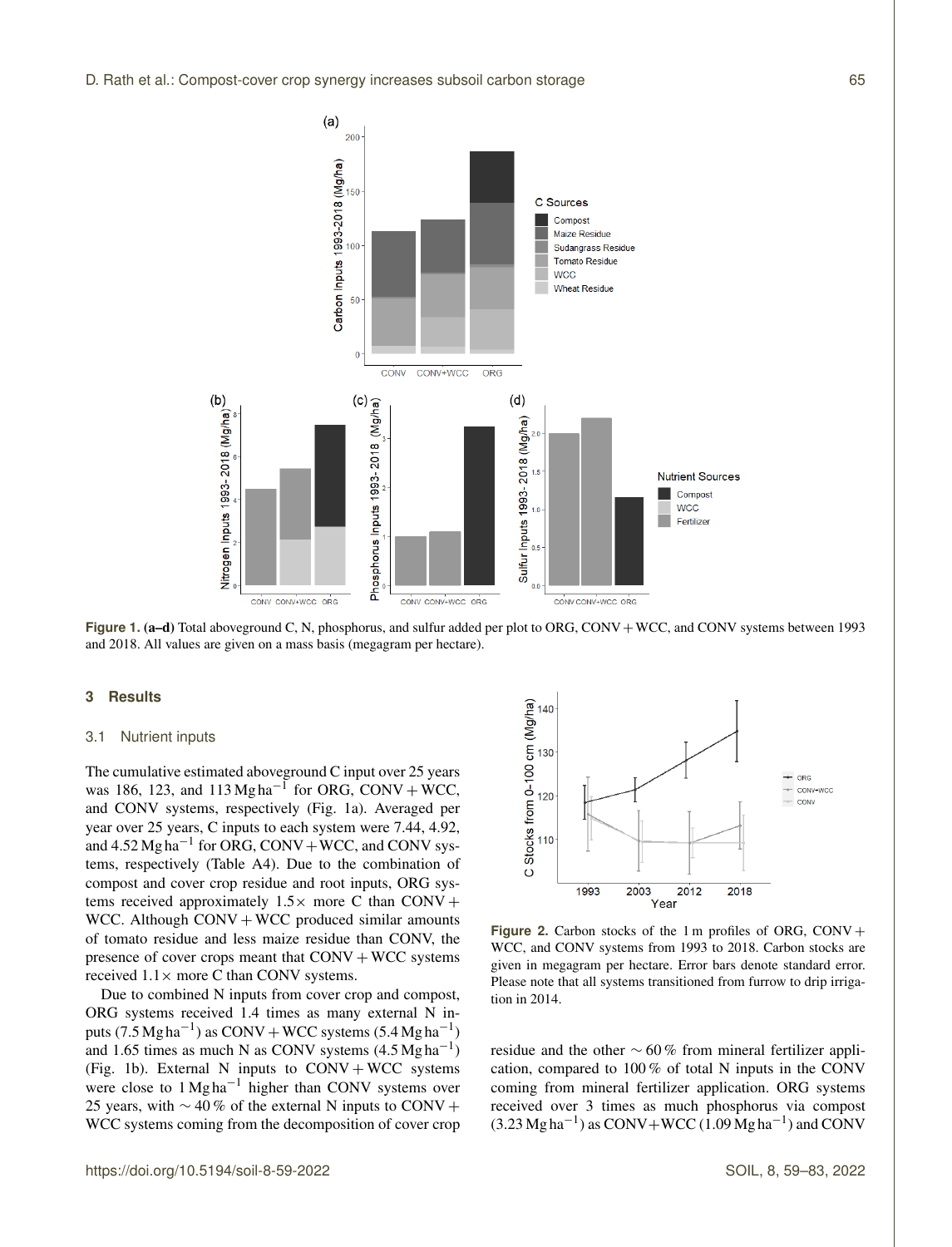Figure 1. (a–d) Total aboveground C, N, phosphorus, and sulfur added per plot to ORG, CONV + WCC, and CONV systems between 1993 and 2018. All values are given on a mass basis (megagram per hectare).

## 3 Results

### 3.1 Nutrient inputs

The cumulative estimated aboveground C input over 25 years was 186, 123, and 113 $\mathrm{Mg\,ha^{-1}}$ for ORG, CONV + WCC, and CONV systems, respectively (Fig. 1a). Averaged per year over 25 years, C inputs to each system were 7.44, 4.92, and 4.52 $\mathrm{Mg\,ha^{-1}}$ for ORG, CONV + WCC, and CONV systems, respectively (Table A4). Due to the combination of compost and cover crop residue and root inputs, ORG systems received approximately 1.5× more C than CONV + WCC. Although CONV + WCC produced similar amounts of tomato residue and less maize residue than CONV, the presence of cover crops meant that CONV + WCC systems received 1.1× more C than CONV systems.

Due to combined N inputs from cover crop and compost, ORG systems received 1.4 times as many external N inputs (7.5 $\mathrm{Mg\,ha^{-1}}$) as CONV + WCC systems (5.4 $\mathrm{Mg\,ha^{-1}}$) and 1.65 times as much N as CONV systems (4.5 $\mathrm{Mg\,ha^{-1}}$) (Fig. 1b). External N inputs to CONV + WCC systems were close to 1 $\mathrm{Mg\,ha^{-1}}$ higher than CONV systems over 25 years, with ∼ 40 % of the external N inputs to CONV + WCC systems coming from the decomposition of cover crop residue and the other ∼ 60 % from mineral fertilizer application, compared to 100 % of total N inputs in the CONV coming from mineral fertilizer application. ORG systems received over 3 times as much phosphorus via compost (3.23 $\mathrm{Mg\,ha^{-1}}$) as CONV+WCC (1.09 $\mathrm{Mg\,ha^{-1}}$) and CONV

Figure 2. Carbon stocks of the 1 m profiles of ORG, CONV + WCC, and CONV systems from 1993 to 2018. Carbon stocks are given in megagram per hectare. Error bars denote standard error. Please note that all systems transitioned from furrow to drip irrigation in 2014.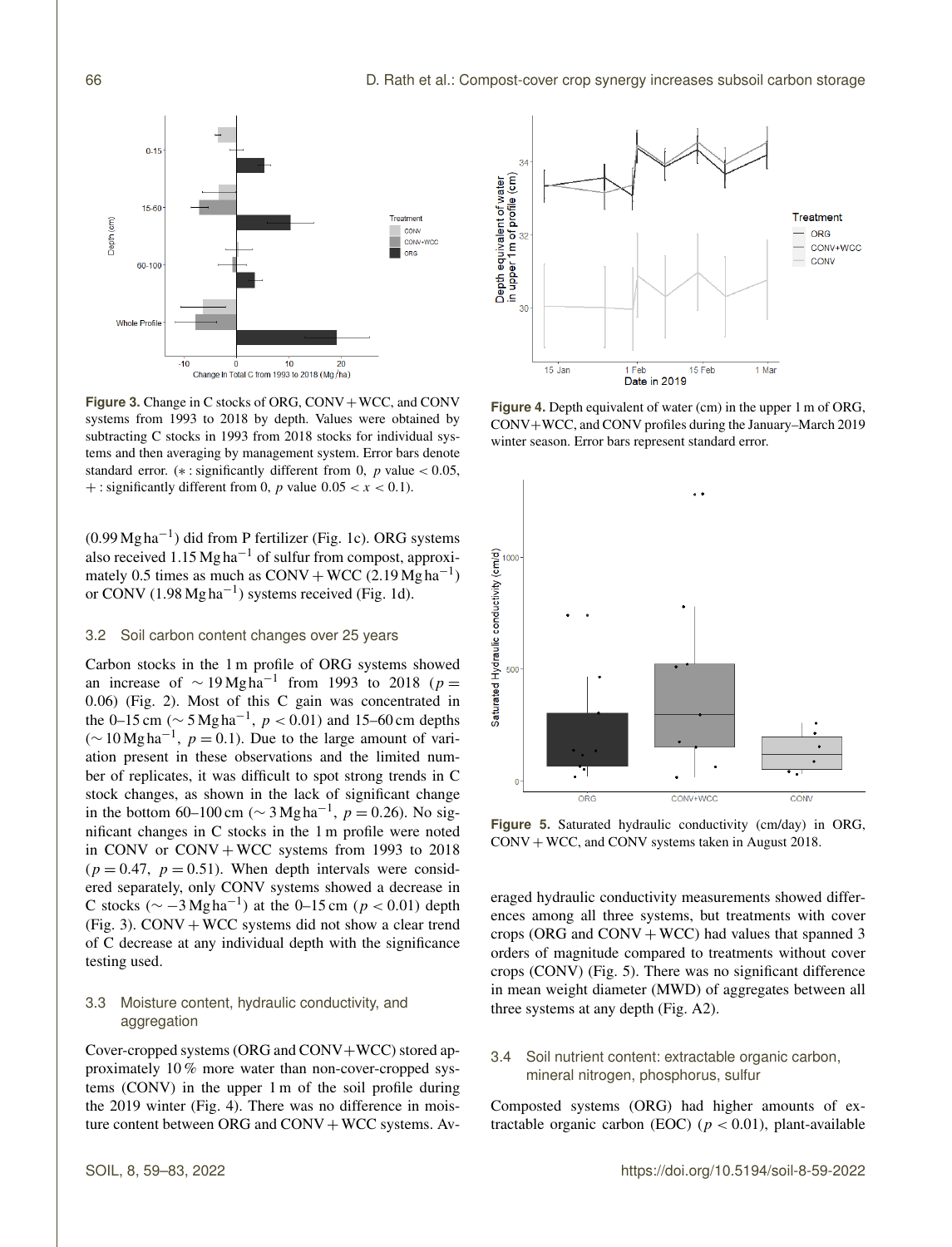Figure 3. Change in C stocks of ORG, CONV + WCC, and CONV systems from 1993 to 2018 by depth. Values were obtained by subtracting C stocks in 1993 from 2018 stocks for individual systems and then averaging by management system. Error bars denote standard error. (∗ : significantly different from 0, $p$ value $< 0.05$, + : significantly different from 0, $p$ value $0.05 < x < 0.1$).

Figure 4. Depth equivalent of water (cm) in the upper 1 m of ORG, CONV+WCC, and CONV profiles during the January–March 2019 winter season. Error bars represent standard error.

($0.99\,\mathrm{Mg\,ha^{-1}}$) did from P fertilizer (Fig. 1c). ORG systems also received $1.15\,\mathrm{Mg\,ha^{-1}}$ of sulfur from compost, approximately 0.5 times as much as CONV + WCC ($2.19\,\mathrm{Mg\,ha^{-1}}$) or CONV ($1.98\,\mathrm{Mg\,ha^{-1}}$) systems received (Fig. 1d).

### 3.2 Soil carbon content changes over 25 years

Carbon stocks in the 1 m profile of ORG systems showed an increase of $\sim 19\,\mathrm{Mg\,ha^{-1}}$ from 1993 to 2018 ($p = 0.06$) (Fig. 2). Most of this C gain was concentrated in the 0–15 cm ($\sim 5\,\mathrm{Mg\,ha^{-1}}$, $p < 0.01$) and 15–60 cm depths ($\sim 10\,\mathrm{Mg\,ha^{-1}}$, $p = 0.1$). Due to the large amount of variation present in these observations and the limited number of replicates, it was difficult to spot strong trends in C stock changes, as shown in the lack of significant change in the bottom 60–100 cm ($\sim 3\,\mathrm{Mg\,ha^{-1}}$, $p = 0.26$). No significant changes in C stocks in the 1 m profile were noted in CONV or CONV + WCC systems from 1993 to 2018 ($p = 0.47$, $p = 0.51$). When depth intervals were considered separately, only CONV systems showed a decrease in C stocks ($\sim -3\,\mathrm{Mg\,ha^{-1}}$) at the 0–15 cm ($p < 0.01$) depth (Fig. 3). CONV + WCC systems did not show a clear trend of C decrease at any individual depth with the significance testing used.

### 3.3 Moisture content, hydraulic conductivity, and aggregation

Cover-cropped systems (ORG and CONV+WCC) stored approximately 10 % more water than non-cover-cropped systems (CONV) in the upper 1 m of the soil profile during the 2019 winter (Fig. 4). There was no difference in moisture content between ORG and CONV + WCC systems. Averaged hydraulic conductivity measurements showed differences among all three systems, but treatments with cover crops (ORG and CONV + WCC) had values that spanned 3 orders of magnitude compared to treatments without cover crops (CONV) (Fig. 5). There was no significant difference in mean weight diameter (MWD) of aggregates between all three systems at any depth (Fig. A2).

Figure 5. Saturated hydraulic conductivity (cm/day) in ORG, CONV + WCC, and CONV systems taken in August 2018.

### 3.4 Soil nutrient content: extractable organic carbon, mineral nitrogen, phosphorus, sulfur

Composted systems (ORG) had higher amounts of extractable organic carbon (EOC) ($p < 0.01$), plant-available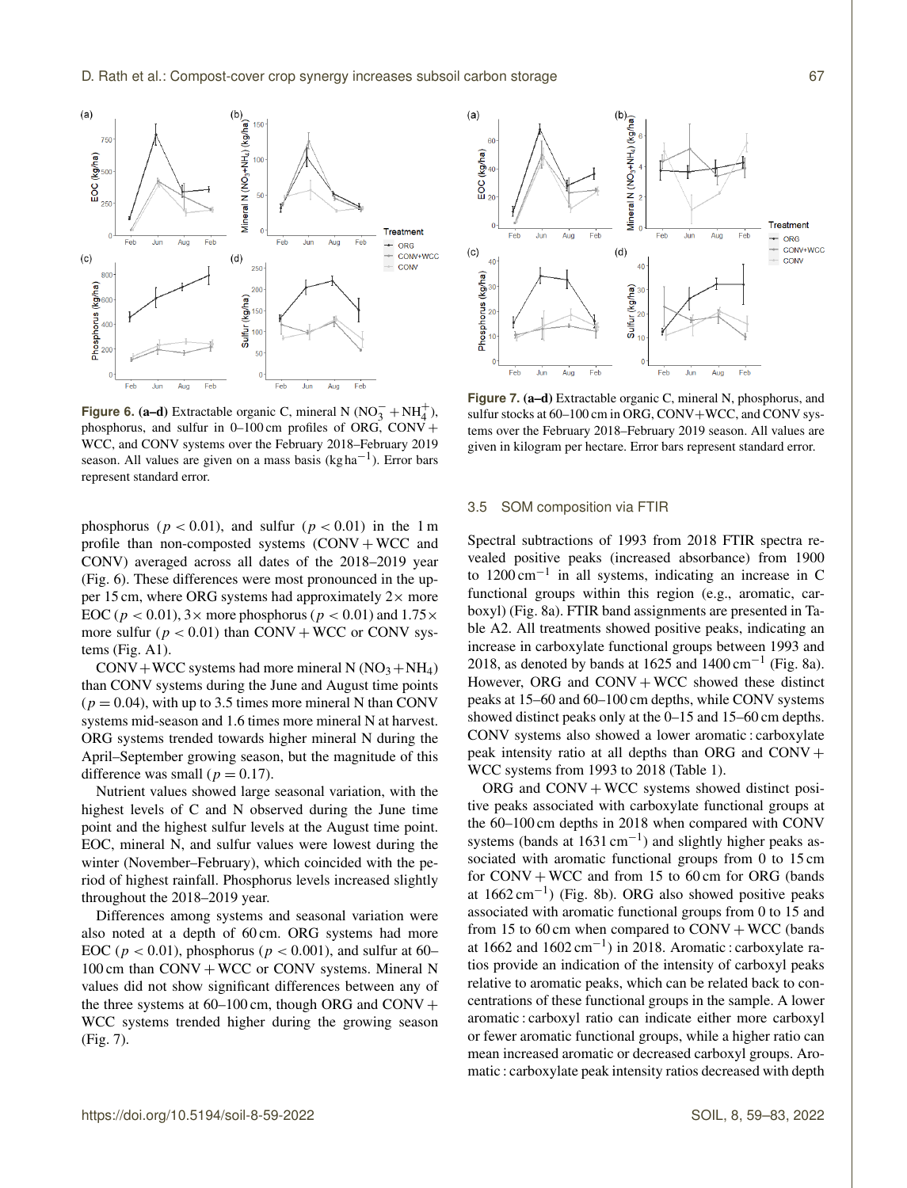**Figure 6.** **(a–d)** Extractable organic C, mineral N ($NO_3^- + NH_4^+$), phosphorus, and sulfur in 0–100 cm profiles of ORG, CONV + WCC, and CONV systems over the February 2018–February 2019 season. All values are given on a mass basis ($kg\,ha^{-1}$). Error bars represent standard error.

**Figure 7.** **(a–d)** Extractable organic C, mineral N, phosphorus, and sulfur stocks at 60–100 cm in ORG, CONV+WCC, and CONV systems over the February 2018–February 2019 season. All values are given in kilogram per hectare. Error bars represent standard error.

phosphorus ($p < 0.01$), and sulfur ($p < 0.01$) in the 1 m profile than non-composted systems (CONV + WCC and CONV) averaged across all dates of the 2018–2019 year (Fig. 6). These differences were most pronounced in the upper 15 cm, where ORG systems had approximately 2× more EOC ($p < 0.01$), 3× more phosphorus ($p < 0.01$) and 1.75× more sulfur ($p < 0.01$) than CONV + WCC or CONV systems (Fig. A1).

CONV + WCC systems had more mineral N ($NO_3 + NH_4$) than CONV systems during the June and August time points ($p = 0.04$), with up to 3.5 times more mineral N than CONV systems mid-season and 1.6 times more mineral N at harvest. ORG systems trended towards higher mineral N during the April–September growing season, but the magnitude of this difference was small ($p = 0.17$).

Nutrient values showed large seasonal variation, with the highest levels of C and N observed during the June time point and the highest sulfur levels at the August time point. EOC, mineral N, and sulfur values were lowest during the winter (November–February), which coincided with the period of highest rainfall. Phosphorus levels increased slightly throughout the 2018–2019 year.

Differences among systems and seasonal variation were also noted at a depth of 60 cm. ORG systems had more EOC ($p < 0.01$), phosphorus ($p < 0.001$), and sulfur at 60–100 cm than CONV + WCC or CONV systems. Mineral N values did not show significant differences between any of the three systems at 60–100 cm, though ORG and CONV + WCC systems trended higher during the growing season (Fig. 7).

### 3.5 SOM composition via FTIR

Spectral subtractions of 1993 from 2018 FTIR spectra revealed positive peaks (increased absorbance) from 1900 to 1200 $cm^{-1}$ in all systems, indicating an increase in C functional groups within this region (e.g., aromatic, carboxyl) (Fig. 8a). FTIR band assignments are presented in Table A2. All treatments showed positive peaks, indicating an increase in carboxylate functional groups between 1993 and 2018, as denoted by bands at 1625 and 1400 $cm^{-1}$ (Fig. 8a). However, ORG and CONV + WCC showed these distinct peaks at 15–60 and 60–100 cm depths, while CONV systems showed distinct peaks only at the 0–15 and 15–60 cm depths. CONV systems also showed a lower aromatic : carboxylate peak intensity ratio at all depths than ORG and CONV + WCC systems from 1993 to 2018 (Table 1).

ORG and CONV + WCC systems showed distinct positive peaks associated with carboxylate functional groups at the 60–100 cm depths in 2018 when compared with CONV systems (bands at 1631 $cm^{-1}$) and slightly higher peaks associated with aromatic functional groups from 0 to 15 cm for CONV + WCC and from 15 to 60 cm for ORG (bands at 1662 $cm^{-1}$) (Fig. 8b). ORG also showed positive peaks associated with aromatic functional groups from 0 to 15 and from 15 to 60 cm when compared to CONV + WCC (bands at 1662 and 1602 $cm^{-1}$) in 2018. Aromatic : carboxylate ratios provide an indication of the intensity of carboxyl peaks relative to aromatic peaks, which can be related back to concentrations of these functional groups in the sample. A lower aromatic : carboxyl ratio can indicate either more carboxyl or fewer aromatic functional groups, while a higher ratio can mean increased aromatic or decreased carboxyl groups. Aromatic : carboxylate peak intensity ratios decreased with depth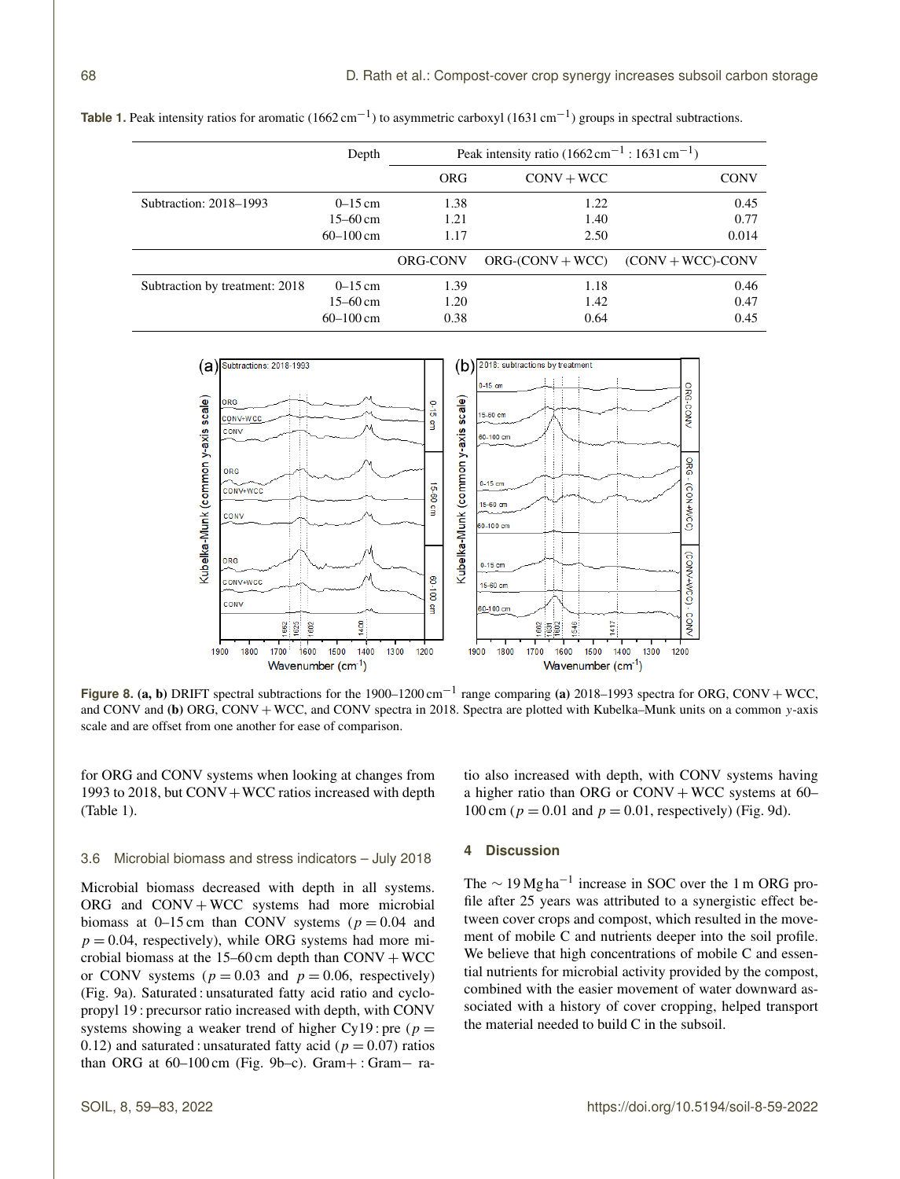**Table 1.** Peak intensity ratios for aromatic (1662 $cm^{-1}$) to asymmetric carboxyl (1631 $cm^{-1}$) groups in spectral subtractions.

| | Depth | Peak intensity ratio (1662 $cm^{-1}$ : 1631 $cm^{-1}$) | | |
|---|---|---|---|---|
| | | ORG | CONV + WCC | CONV |
| Subtraction: 2018–1993 | 0–15 cm | 1.38 | 1.22 | 0.45 |
| | 15–60 cm | 1.21 | 1.40 | 0.77 |
| | 60–100 cm | 1.17 | 2.50 | 0.014 |
| | | ORG-CONV | ORG-(CONV + WCC) | (CONV + WCC)-CONV |
| Subtraction by treatment: 2018 | 0–15 cm | 1.39 | 1.18 | 0.46 |
| | 15–60 cm | 1.20 | 1.42 | 0.47 |
| | 60–100 cm | 0.38 | 0.64 | 0.45 |

**Figure 8. (a, b)** DRIFT spectral subtractions for the 1900–1200 $cm^{-1}$ range comparing **(a)** 2018–1993 spectra for ORG, CONV + WCC, and CONV and **(b)** ORG, CONV + WCC, and CONV spectra in 2018. Spectra are plotted with Kubelka–Munk units on a common *y*-axis scale and are offset from one another for ease of comparison.

for ORG and CONV systems when looking at changes from 1993 to 2018, but CONV + WCC ratios increased with depth (Table 1).

### 3.6 Microbial biomass and stress indicators – July 2018

Microbial biomass decreased with depth in all systems. ORG and CONV + WCC systems had more microbial biomass at 0–15 cm than CONV systems ($p = 0.04$ and $p = 0.04$, respectively), while ORG systems had more microbial biomass at the 15–60 cm depth than CONV + WCC or CONV systems ($p = 0.03$ and $p = 0.06$, respectively) (Fig. 9a). Saturated : unsaturated fatty acid ratio and cyclopropyl 19 : precursor ratio increased with depth, with CONV systems showing a weaker trend of higher Cy19 : pre ($p = 0.12$) and saturated : unsaturated fatty acid ($p = 0.07$) ratios than ORG at 60–100 cm (Fig. 9b–c). Gram+ : Gram− ratio also increased with depth, with CONV systems having a higher ratio than ORG or CONV + WCC systems at 60–100 cm ($p = 0.01$ and $p = 0.01$, respectively) (Fig. 9d).

## 4 Discussion

The $\sim 19$ Mg $ha^{-1}$ increase in SOC over the 1 m ORG profile after 25 years was attributed to a synergistic effect between cover crops and compost, which resulted in the movement of mobile C and nutrients deeper into the soil profile. We believe that high concentrations of mobile C and essential nutrients for microbial activity provided by the compost, combined with the easier movement of water downward associated with a history of cover cropping, helped transport the material needed to build C in the subsoil.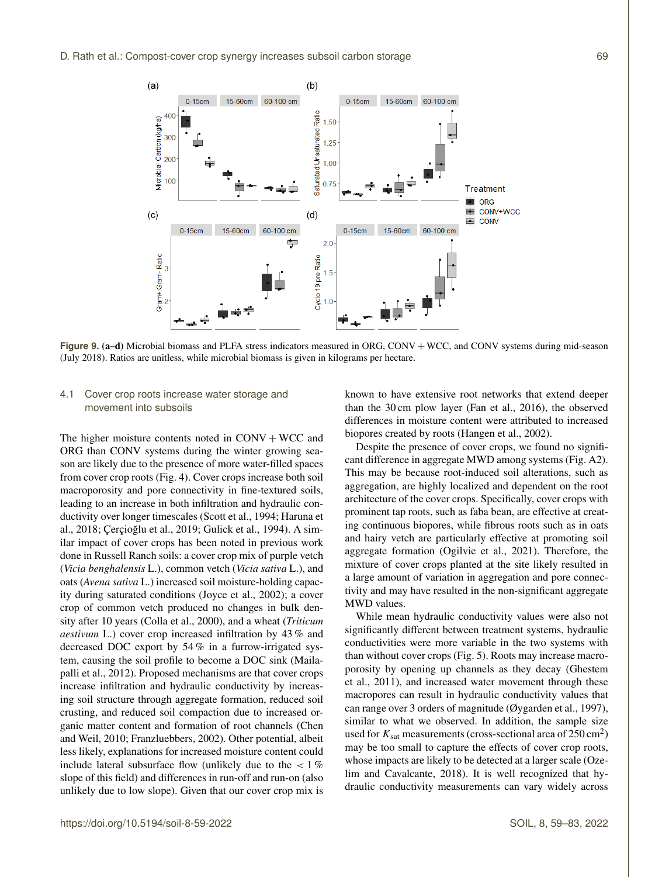**Figure 9. (a–d)** Microbial biomass and PLFA stress indicators measured in ORG, CONV + WCC, and CONV systems during mid-season (July 2018). Ratios are unitless, while microbial biomass is given in kilograms per hectare.

### 4.1 Cover crop roots increase water storage and movement into subsoils

The higher moisture contents noted in CONV + WCC and ORG than CONV systems during the winter growing season are likely due to the presence of more water-filled spaces from cover crop roots (Fig. 4). Cover crops increase both soil macroporosity and pore connectivity in fine-textured soils, leading to an increase in both infiltration and hydraulic conductivity over longer timescales (Scott et al., 1994; Haruna et al., 2018; Çerçioğlu et al., 2019; Gulick et al., 1994). A similar impact of cover crops has been noted in previous work done in Russell Ranch soils: a cover crop mix of purple vetch (*Vicia benghalensis* L.), common vetch (*Vicia sativa* L.), and oats (*Avena sativa* L.) increased soil moisture-holding capacity during saturated conditions (Joyce et al., 2002); a cover crop of common vetch produced no changes in bulk density after 10 years (Colla et al., 2000), and a wheat (*Triticum aestivum* L.) cover crop increased infiltration by 43 % and decreased DOC export by 54 % in a furrow-irrigated system, causing the soil profile to become a DOC sink (Mailapalli et al., 2012). Proposed mechanisms are that cover crops increase infiltration and hydraulic conductivity by increasing soil structure through aggregate formation, reduced soil crusting, and reduced soil compaction due to increased organic matter content and formation of root channels (Chen and Weil, 2010; Franzluebbers, 2002). Other potential, albeit less likely, explanations for increased moisture content could include lateral subsurface flow (unlikely due to the < 1 % slope of this field) and differences in run-off and run-on (also unlikely due to low slope). Given that our cover crop mix is known to have extensive root networks that extend deeper than the 30 cm plow layer (Fan et al., 2016), the observed differences in moisture content were attributed to increased biopores created by roots (Hangen et al., 2002).

Despite the presence of cover crops, we found no significant difference in aggregate MWD among systems (Fig. A2). This may be because root-induced soil alterations, such as aggregation, are highly localized and dependent on the root architecture of the cover crops. Specifically, cover crops with prominent tap roots, such as faba bean, are effective at creating continuous biopores, while fibrous roots such as in oats and hairy vetch are particularly effective at promoting soil aggregate formation (Ogilvie et al., 2021). Therefore, the mixture of cover crops planted at the site likely resulted in a large amount of variation in aggregation and pore connectivity and may have resulted in the non-significant aggregate MWD values.

While mean hydraulic conductivity values were also not significantly different between treatment systems, hydraulic conductivities were more variable in the two systems with than without cover crops (Fig. 5). Roots may increase macroporosity by opening up channels as they decay (Ghestem et al., 2011), and increased water movement through these macropores can result in hydraulic conductivity values that can range over 3 orders of magnitude (Øygarden et al., 1997), similar to what we observed. In addition, the sample size used for $K_{sat}$ measurements (cross-sectional area of 250 $cm^2$) may be too small to capture the effects of cover crop roots, whose impacts are likely to be detected at a larger scale (Ozelim and Cavalcante, 2018). It is well recognized that hydraulic conductivity measurements can vary widely across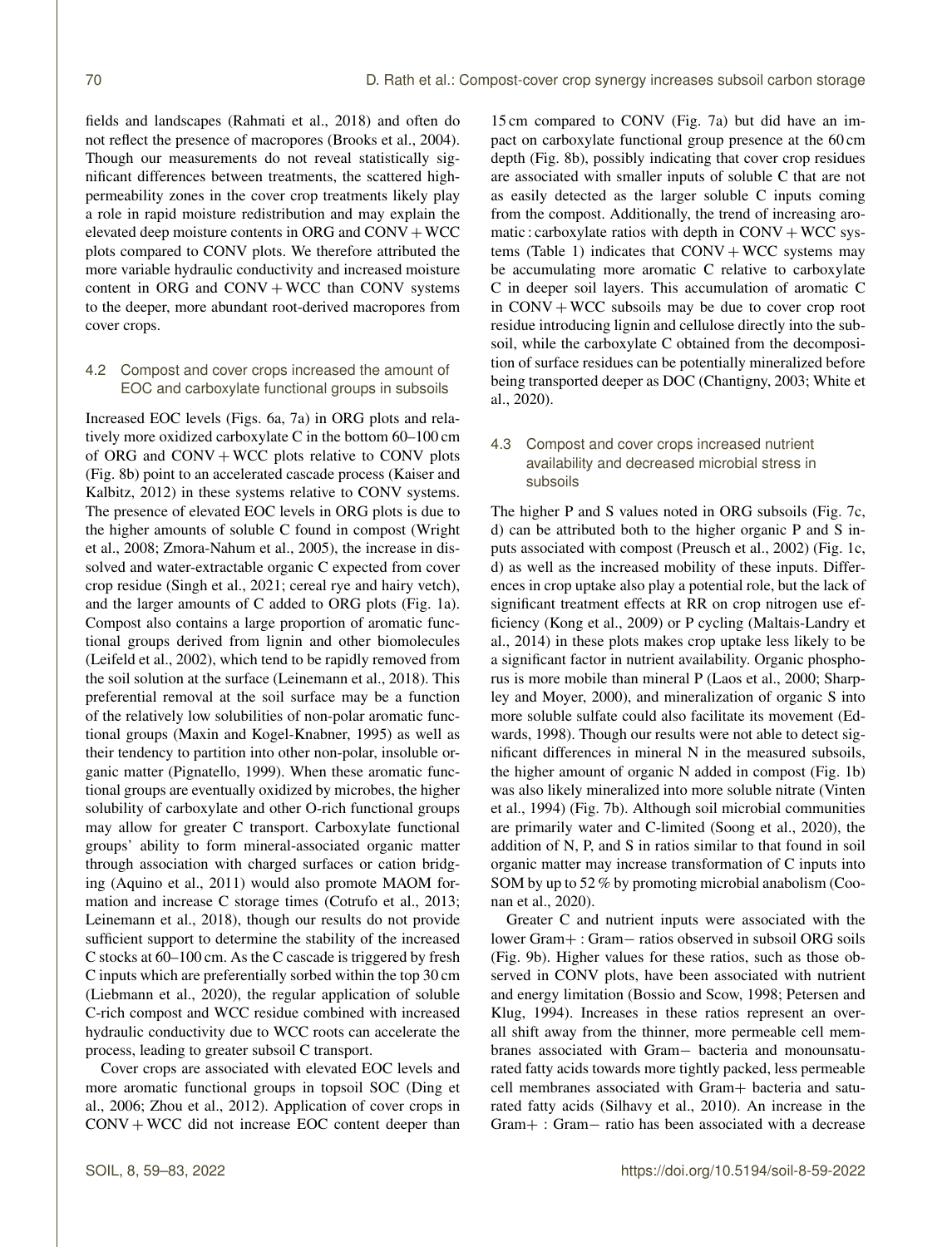fields and landscapes (Rahmati et al., 2018) and often do not reflect the presence of macropores (Brooks et al., 2004). Though our measurements do not reveal statistically significant differences between treatments, the scattered high-permeability zones in the cover crop treatments likely play a role in rapid moisture redistribution and may explain the elevated deep moisture contents in ORG and CONV + WCC plots compared to CONV plots. We therefore attributed the more variable hydraulic conductivity and increased moisture content in ORG and CONV + WCC than CONV systems to the deeper, more abundant root-derived macropores from cover crops.

### 4.2 Compost and cover crops increased the amount of EOC and carboxylate functional groups in subsoils

Increased EOC levels (Figs. 6a, 7a) in ORG plots and relatively more oxidized carboxylate C in the bottom 60–100 cm of ORG and CONV + WCC plots relative to CONV plots (Fig. 8b) point to an accelerated cascade process (Kaiser and Kalbitz, 2012) in these systems relative to CONV systems. The presence of elevated EOC levels in ORG plots is due to the higher amounts of soluble C found in compost (Wright et al., 2008; Zmora-Nahum et al., 2005), the increase in dissolved and water-extractable organic C expected from cover crop residue (Singh et al., 2021; cereal rye and hairy vetch), and the larger amounts of C added to ORG plots (Fig. 1a). Compost also contains a large proportion of aromatic functional groups derived from lignin and other biomolecules (Leifeld et al., 2002), which tend to be rapidly removed from the soil solution at the surface (Leinemann et al., 2018). This preferential removal at the soil surface may be a function of the relatively low solubilities of non-polar aromatic functional groups (Maxin and Kogel-Knabner, 1995) as well as their tendency to partition into other non-polar, insoluble organic matter (Pignatello, 1999). When these aromatic functional groups are eventually oxidized by microbes, the higher solubility of carboxylate and other O-rich functional groups may allow for greater C transport. Carboxylate functional groups' ability to form mineral-associated organic matter through association with charged surfaces or cation bridging (Aquino et al., 2011) would also promote MAOM formation and increase C storage times (Cotrufo et al., 2013; Leinemann et al., 2018), though our results do not provide sufficient support to determine the stability of the increased C stocks at 60–100 cm. As the C cascade is triggered by fresh C inputs which are preferentially sorbed within the top 30 cm (Liebmann et al., 2020), the regular application of soluble C-rich compost and WCC residue combined with increased hydraulic conductivity due to WCC roots can accelerate the process, leading to greater subsoil C transport.

Cover crops are associated with elevated EOC levels and more aromatic functional groups in topsoil SOC (Ding et al., 2006; Zhou et al., 2012). Application of cover crops in CONV + WCC did not increase EOC content deeper than 15 cm compared to CONV (Fig. 7a) but did have an impact on carboxylate functional group presence at the 60 cm depth (Fig. 8b), possibly indicating that cover crop residues are associated with smaller inputs of soluble C that are not as easily detected as the larger soluble C inputs coming from the compost. Additionally, the trend of increasing aromatic : carboxylate ratios with depth in CONV + WCC systems (Table 1) indicates that CONV + WCC systems may be accumulating more aromatic C relative to carboxylate C in deeper soil layers. This accumulation of aromatic C in CONV + WCC subsoils may be due to cover crop root residue introducing lignin and cellulose directly into the subsoil, while the carboxylate C obtained from the decomposition of surface residues can be potentially mineralized before being transported deeper as DOC (Chantigny, 2003; White et al., 2020).

### 4.3 Compost and cover crops increased nutrient availability and decreased microbial stress in subsoils

The higher P and S values noted in ORG subsoils (Fig. 7c, d) can be attributed both to the higher organic P and S inputs associated with compost (Preusch et al., 2002) (Fig. 1c, d) as well as the increased mobility of these inputs. Differences in crop uptake also play a potential role, but the lack of significant treatment effects at RR on crop nitrogen use efficiency (Kong et al., 2009) or P cycling (Maltais-Landry et al., 2014) in these plots makes crop uptake less likely to be a significant factor in nutrient availability. Organic phosphorus is more mobile than mineral P (Laos et al., 2000; Sharpley and Moyer, 2000), and mineralization of organic S into more soluble sulfate could also facilitate its movement (Edwards, 1998). Though our results were not able to detect significant differences in mineral N in the measured subsoils, the higher amount of organic N added in compost (Fig. 1b) was also likely mineralized into more soluble nitrate (Vinten et al., 1994) (Fig. 7b). Although soil microbial communities are primarily water and C-limited (Soong et al., 2020), the addition of N, P, and S in ratios similar to that found in soil organic matter may increase transformation of C inputs into SOM by up to 52 % by promoting microbial anabolism (Coonan et al., 2020).

Greater C and nutrient inputs were associated with the lower Gram+ : Gram− ratios observed in subsoil ORG soils (Fig. 9b). Higher values for these ratios, such as those observed in CONV plots, have been associated with nutrient and energy limitation (Bossio and Scow, 1998; Petersen and Klug, 1994). Increases in these ratios represent an overall shift away from the thinner, more permeable cell membranes associated with Gram− bacteria and monounsaturated fatty acids towards more tightly packed, less permeable cell membranes associated with Gram+ bacteria and saturated fatty acids (Silhavy et al., 2010). An increase in the Gram+ : Gram− ratio has been associated with a decrease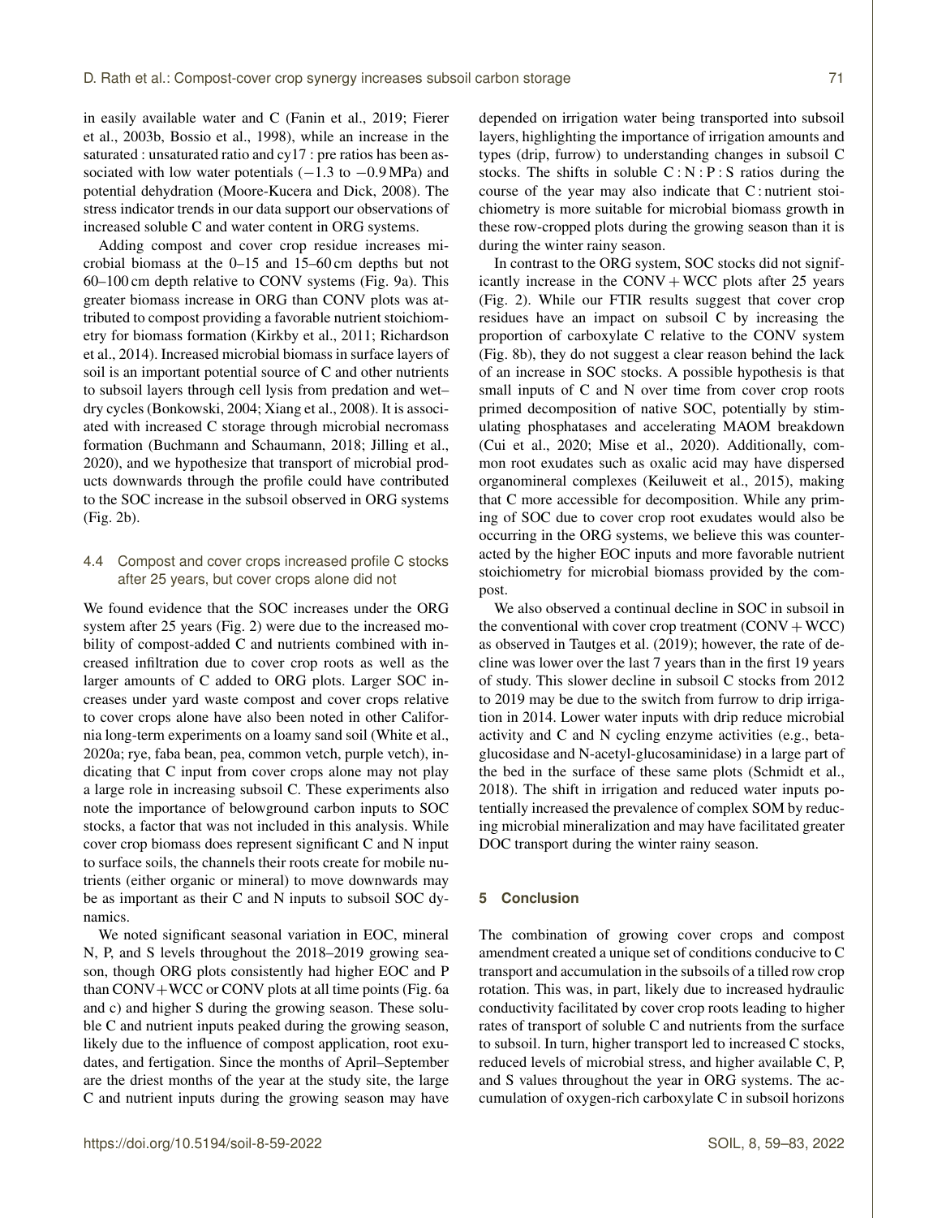in easily available water and C (Fanin et al., 2019; Fierer et al., 2003b, Bossio et al., 1998), while an increase in the saturated : unsaturated ratio and cy17 : pre ratios has been associated with low water potentials (−1.3 to −0.9 MPa) and potential dehydration (Moore-Kucera and Dick, 2008). The stress indicator trends in our data support our observations of increased soluble C and water content in ORG systems.

Adding compost and cover crop residue increases microbial biomass at the 0–15 and 15–60 cm depths but not 60–100 cm depth relative to CONV systems (Fig. 9a). This greater biomass increase in ORG than CONV plots was attributed to compost providing a favorable nutrient stoichiometry for biomass formation (Kirkby et al., 2011; Richardson et al., 2014). Increased microbial biomass in surface layers of soil is an important potential source of C and other nutrients to subsoil layers through cell lysis from predation and wet–dry cycles (Bonkowski, 2004; Xiang et al., 2008). It is associated with increased C storage through microbial necromass formation (Buchmann and Schaumann, 2018; Jilling et al., 2020), and we hypothesize that transport of microbial products downwards through the profile could have contributed to the SOC increase in the subsoil observed in ORG systems (Fig. 2b).

### 4.4 Compost and cover crops increased profile C stocks after 25 years, but cover crops alone did not

We found evidence that the SOC increases under the ORG system after 25 years (Fig. 2) were due to the increased mobility of compost-added C and nutrients combined with increased infiltration due to cover crop roots as well as the larger amounts of C added to ORG plots. Larger SOC increases under yard waste compost and cover crops relative to cover crops alone have also been noted in other California long-term experiments on a loamy sand soil (White et al., 2020a; rye, faba bean, pea, common vetch, purple vetch), indicating that C input from cover crops alone may not play a large role in increasing subsoil C. These experiments also note the importance of belowground carbon inputs to SOC stocks, a factor that was not included in this analysis. While cover crop biomass does represent significant C and N input to surface soils, the channels their roots create for mobile nutrients (either organic or mineral) to move downwards may be as important as their C and N inputs to subsoil SOC dynamics.

We noted significant seasonal variation in EOC, mineral N, P, and S levels throughout the 2018–2019 growing season, though ORG plots consistently had higher EOC and P than CONV+WCC or CONV plots at all time points (Fig. 6a and c) and higher S during the growing season. These soluble C and nutrient inputs peaked during the growing season, likely due to the influence of compost application, root exudates, and fertigation. Since the months of April–September are the driest months of the year at the study site, the large C and nutrient inputs during the growing season may have depended on irrigation water being transported into subsoil layers, highlighting the importance of irrigation amounts and types (drip, furrow) to understanding changes in subsoil C stocks. The shifts in soluble C : N : P : S ratios during the course of the year may also indicate that C : nutrient stoichiometry is more suitable for microbial biomass growth in these row-cropped plots during the growing season than it is during the winter rainy season.

In contrast to the ORG system, SOC stocks did not significantly increase in the CONV + WCC plots after 25 years (Fig. 2). While our FTIR results suggest that cover crop residues have an impact on subsoil C by increasing the proportion of carboxylate C relative to the CONV system (Fig. 8b), they do not suggest a clear reason behind the lack of an increase in SOC stocks. A possible hypothesis is that small inputs of C and N over time from cover crop roots primed decomposition of native SOC, potentially by stimulating phosphatases and accelerating MAOM breakdown (Cui et al., 2020; Mise et al., 2020). Additionally, common root exudates such as oxalic acid may have dispersed organomineral complexes (Keiluweit et al., 2015), making that C more accessible for decomposition. While any priming of SOC due to cover crop root exudates would also be occurring in the ORG systems, we believe this was counteracted by the higher EOC inputs and more favorable nutrient stoichiometry for microbial biomass provided by the compost.

We also observed a continual decline in SOC in subsoil in the conventional with cover crop treatment (CONV + WCC) as observed in Tautges et al. (2019); however, the rate of decline was lower over the last 7 years than in the first 19 years of study. This slower decline in subsoil C stocks from 2012 to 2019 may be due to the switch from furrow to drip irrigation in 2014. Lower water inputs with drip reduce microbial activity and C and N cycling enzyme activities (e.g., beta-glucosidase and N-acetyl-glucosaminidase) in a large part of the bed in the surface of these same plots (Schmidt et al., 2018). The shift in irrigation and reduced water inputs potentially increased the prevalence of complex SOM by reducing microbial mineralization and may have facilitated greater DOC transport during the winter rainy season.

## 5 Conclusion

The combination of growing cover crops and compost amendment created a unique set of conditions conducive to C transport and accumulation in the subsoils of a tilled row crop rotation. This was, in part, likely due to increased hydraulic conductivity facilitated by cover crop roots leading to higher rates of transport of soluble C and nutrients from the surface to subsoil. In turn, higher transport led to increased C stocks, reduced levels of microbial stress, and higher available C, P, and S values throughout the year in ORG systems. The accumulation of oxygen-rich carboxylate C in subsoil horizons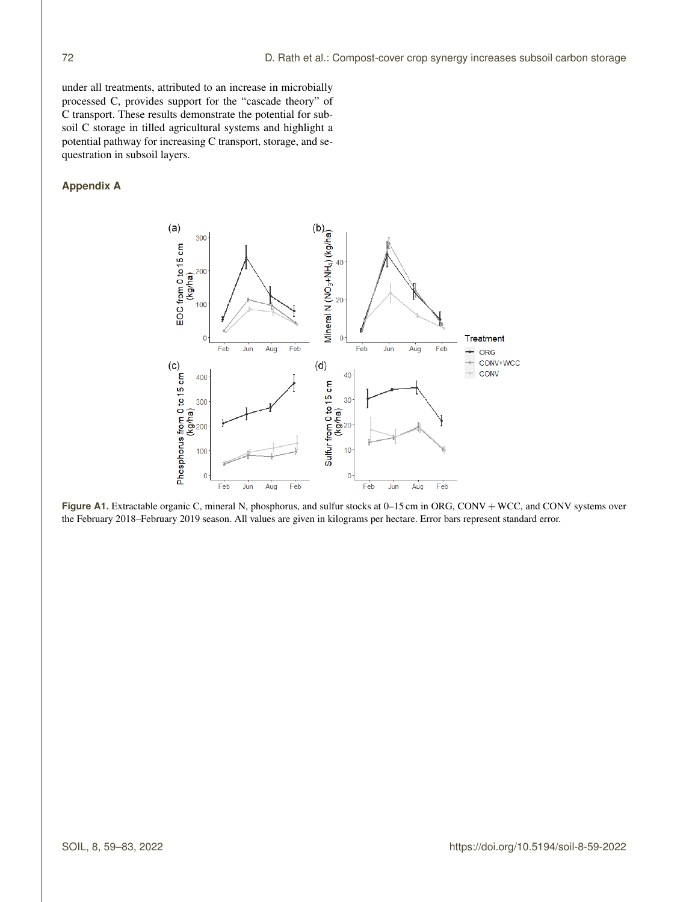under all treatments, attributed to an increase in microbially processed C, provides support for the "cascade theory" of C transport. These results demonstrate the potential for subsoil C storage in tilled agricultural systems and highlight a potential pathway for increasing C transport, storage, and sequestration in subsoil layers.

## Appendix A

**Figure A1.** Extractable organic C, mineral N, phosphorus, and sulfur stocks at 0–15 cm in ORG, CONV + WCC, and CONV systems over the February 2018–February 2019 season. All values are given in kilograms per hectare. Error bars represent standard error.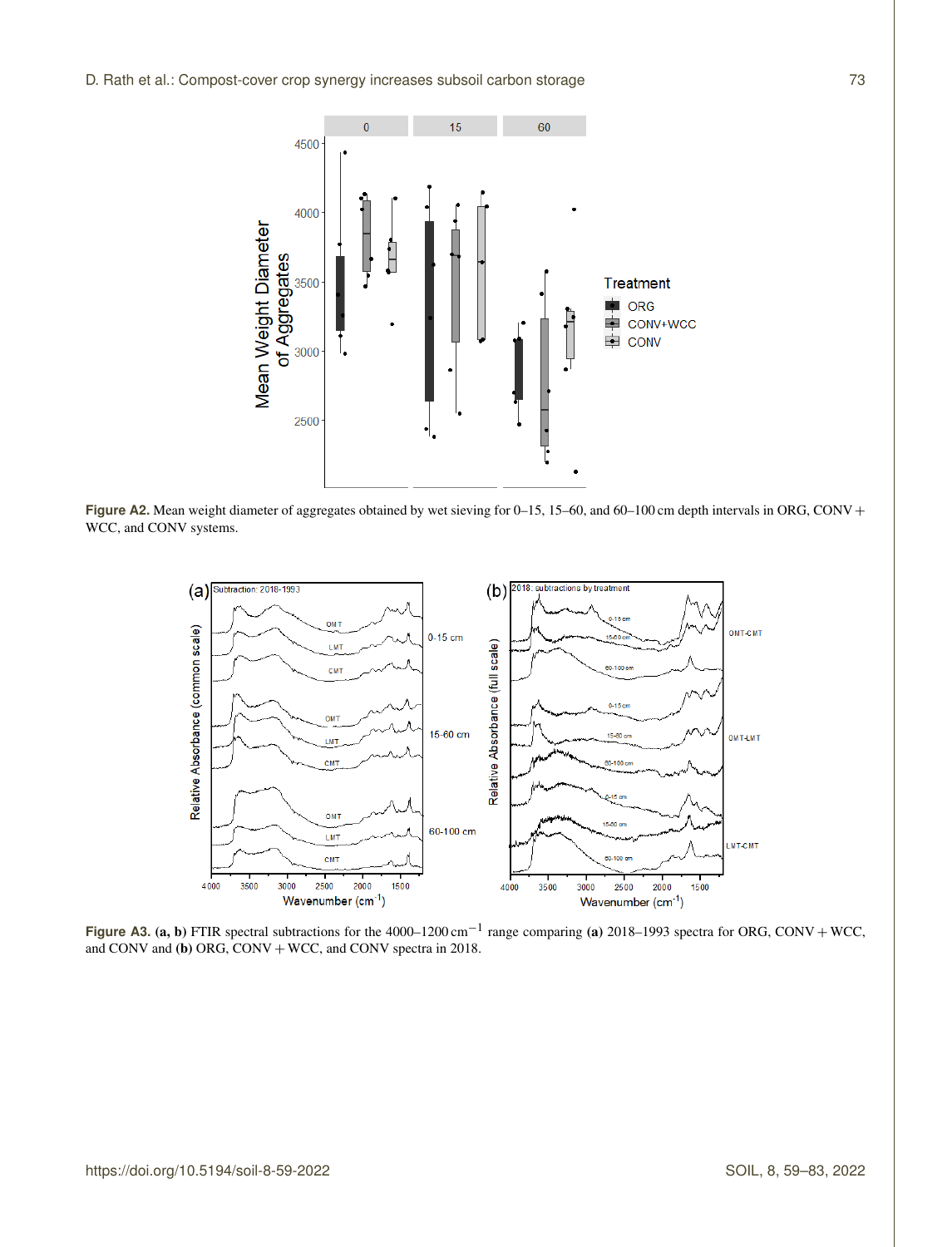**Figure A2.** Mean weight diameter of aggregates obtained by wet sieving for 0–15, 15–60, and 60–100 cm depth intervals in ORG, CONV + WCC, and CONV systems.

**Figure A3. (a, b)** FTIR spectral subtractions for the 4000–1200 $cm^{-1}$ range comparing **(a)** 2018–1993 spectra for ORG, CONV + WCC, and CONV and **(b)** ORG, CONV + WCC, and CONV spectra in 2018.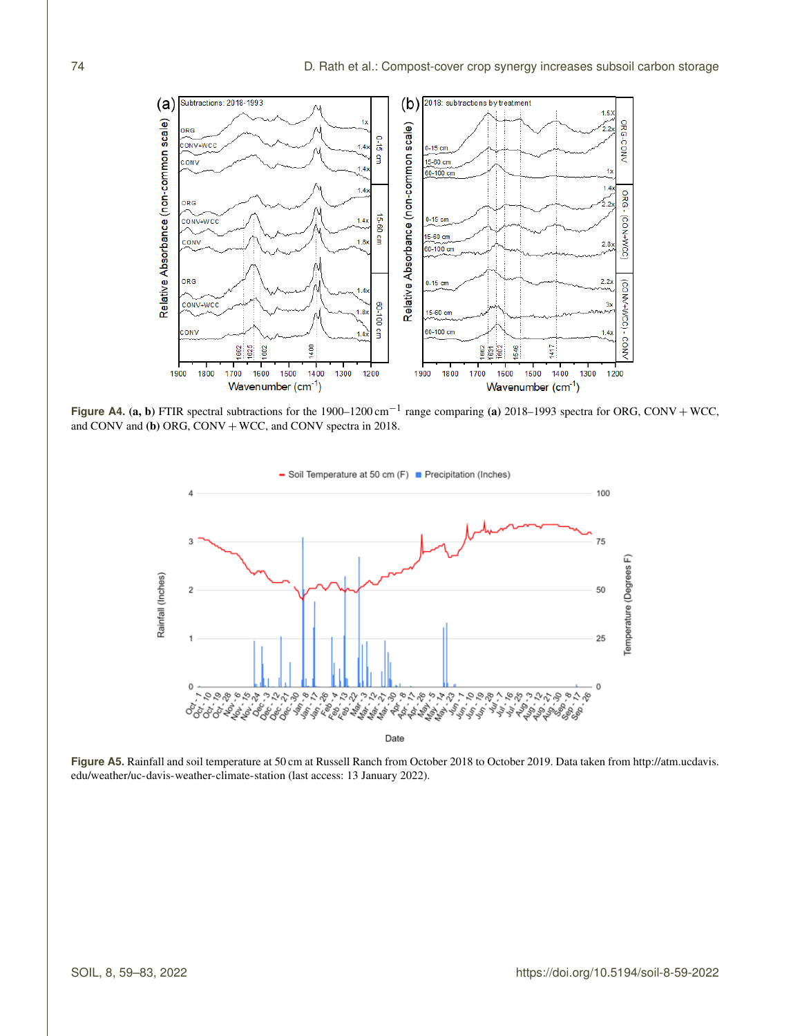**Figure A4.** **(a, b)** FTIR spectral subtractions for the 1900–1200 $cm^{-1}$ range comparing **(a)** 2018–1993 spectra for ORG, CONV + WCC, and CONV and **(b)** ORG, CONV + WCC, and CONV spectra in 2018.

**Figure A5.** Rainfall and soil temperature at 50 cm at Russell Ranch from October 2018 to October 2019. Data taken from http://atm.ucdavis.edu/weather/uc-davis-weather-climate-station (last access: 13 January 2022).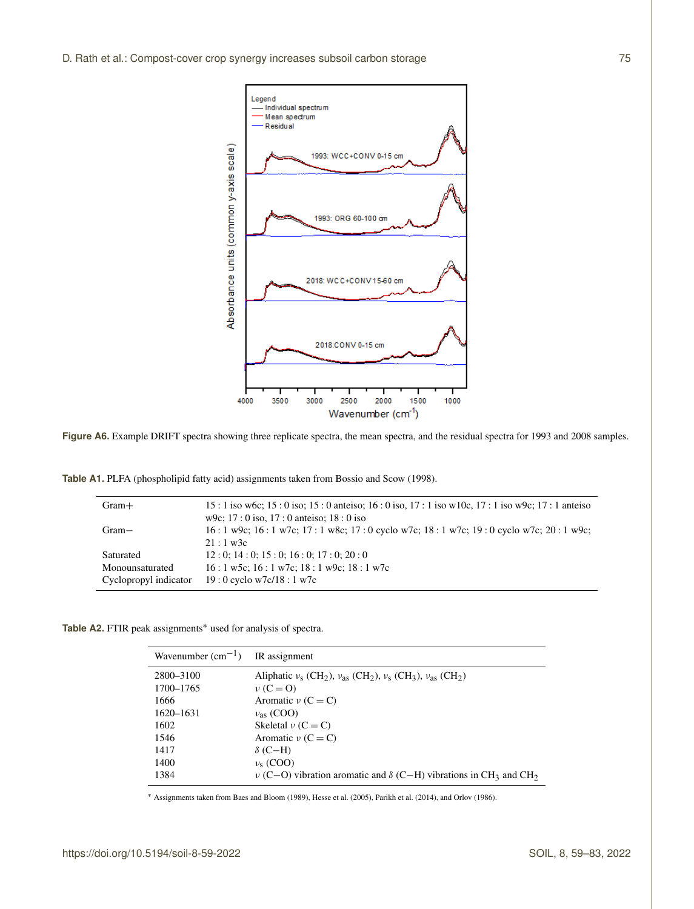**Figure A6.** Example DRIFT spectra showing three replicate spectra, the mean spectra, and the residual spectra for 1993 and 2008 samples.

**Table A1.** PLFA (phospholipid fatty acid) assignments taken from Bossio and Scow (1998).

| | |
|---|---|
| Gram+ | 15 : 1 iso w6c; 15 : 0 iso; 15 : 0 anteiso; 16 : 0 iso, 17 : 1 iso w10c, 17 : 1 iso w9c; 17 : 1 anteiso w9c; 17 : 0 iso, 17 : 0 anteiso; 18 : 0 iso |
| Gram− | 16 : 1 w9c; 16 : 1 w7c; 17 : 1 w8c; 17 : 0 cyclo w7c; 18 : 1 w7c; 19 : 0 cyclo w7c; 20 : 1 w9c; 21 : 1 w3c |
| Saturated | 12 : 0; 14 : 0; 15 : 0; 16 : 0; 17 : 0; 20 : 0 |
| Monounsaturated | 16 : 1 w5c; 16 : 1 w7c; 18 : 1 w9c; 18 : 1 w7c |
| Cyclopropyl indicator | 19 : 0 cyclo w7c/18 : 1 w7c |

**Table A2.** FTIR peak assignments* used for analysis of spectra.

| Wavenumber ($cm^{-1}$) | IR assignment |
|---|---|
| 2800–3100 | Aliphatic $\nu_s$ ($CH_2$), $\nu_{as}$ ($CH_2$), $\nu_s$ ($CH_3$), $\nu_{as}$ ($CH_2$) |
| 1700–1765 | $\nu$ (C = O) |
| 1666 | Aromatic $\nu$ (C = C) |
| 1620–1631 | $\nu_{as}$ (COO) |
| 1602 | Skeletal $\nu$ (C = C) |
| 1546 | Aromatic $\nu$ (C = C) |
| 1417 | $\delta$ (C−H) |
| 1400 | $\nu_s$ (COO) |
| 1384 | $\nu$ (C−O) vibration aromatic and $\delta$ (C−H) vibrations in $CH_3$ and $CH_2$ |

* Assignments taken from Baes and Bloom (1989), Hesse et al. (2005), Parikh et al. (2014), and Orlov (1986).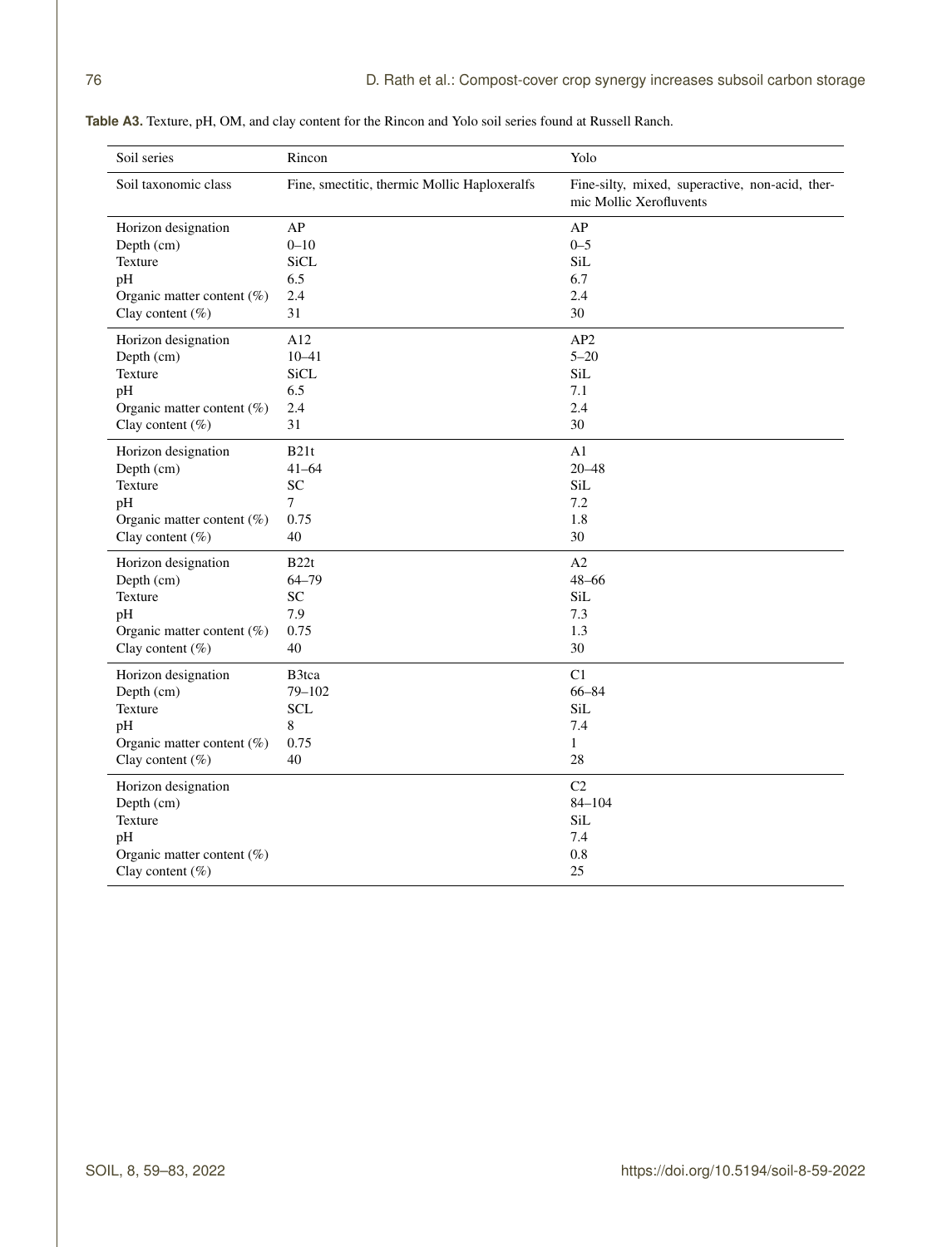**Table A3.** Texture, pH, OM, and clay content for the Rincon and Yolo soil series found at Russell Ranch.

| Soil series | Rincon | Yolo |
|---|---|---|
| Soil taxonomic class | Fine, smectitic, thermic Mollic Haploxeralfs | Fine-silty, mixed, superactive, non-acid, thermic Mollic Xerofluvents |
| Horizon designation | AP | AP |
| Depth (cm) | 0–10 | 0–5 |
| Texture | SiCL | SiL |
| pH | 6.5 | 6.7 |
| Organic matter content (%) | 2.4 | 2.4 |
| Clay content (%) | 31 | 30 |
| Horizon designation | A12 | AP2 |
| Depth (cm) | 10–41 | 5–20 |
| Texture | SiCL | SiL |
| pH | 6.5 | 7.1 |
| Organic matter content (%) | 2.4 | 2.4 |
| Clay content (%) | 31 | 30 |
| Horizon designation | B21t | A1 |
| Depth (cm) | 41–64 | 20–48 |
| Texture | SC | SiL |
| pH | 7 | 7.2 |
| Organic matter content (%) | 0.75 | 1.8 |
| Clay content (%) | 40 | 30 |
| Horizon designation | B22t | A2 |
| Depth (cm) | 64–79 | 48–66 |
| Texture | SC | SiL |
| pH | 7.9 | 7.3 |
| Organic matter content (%) | 0.75 | 1.3 |
| Clay content (%) | 40 | 30 |
| Horizon designation | B3tca | C1 |
| Depth (cm) | 79–102 | 66–84 |
| Texture | SCL | SiL |
| pH | 8 | 7.4 |
| Organic matter content (%) | 0.75 | 1 |
| Clay content (%) | 40 | 28 |
| Horizon designation | | C2 |
| Depth (cm) | | 84–104 |
| Texture | | SiL |
| pH | | 7.4 |
| Organic matter content (%) | | 0.8 |
| Clay content (%) | | 25 |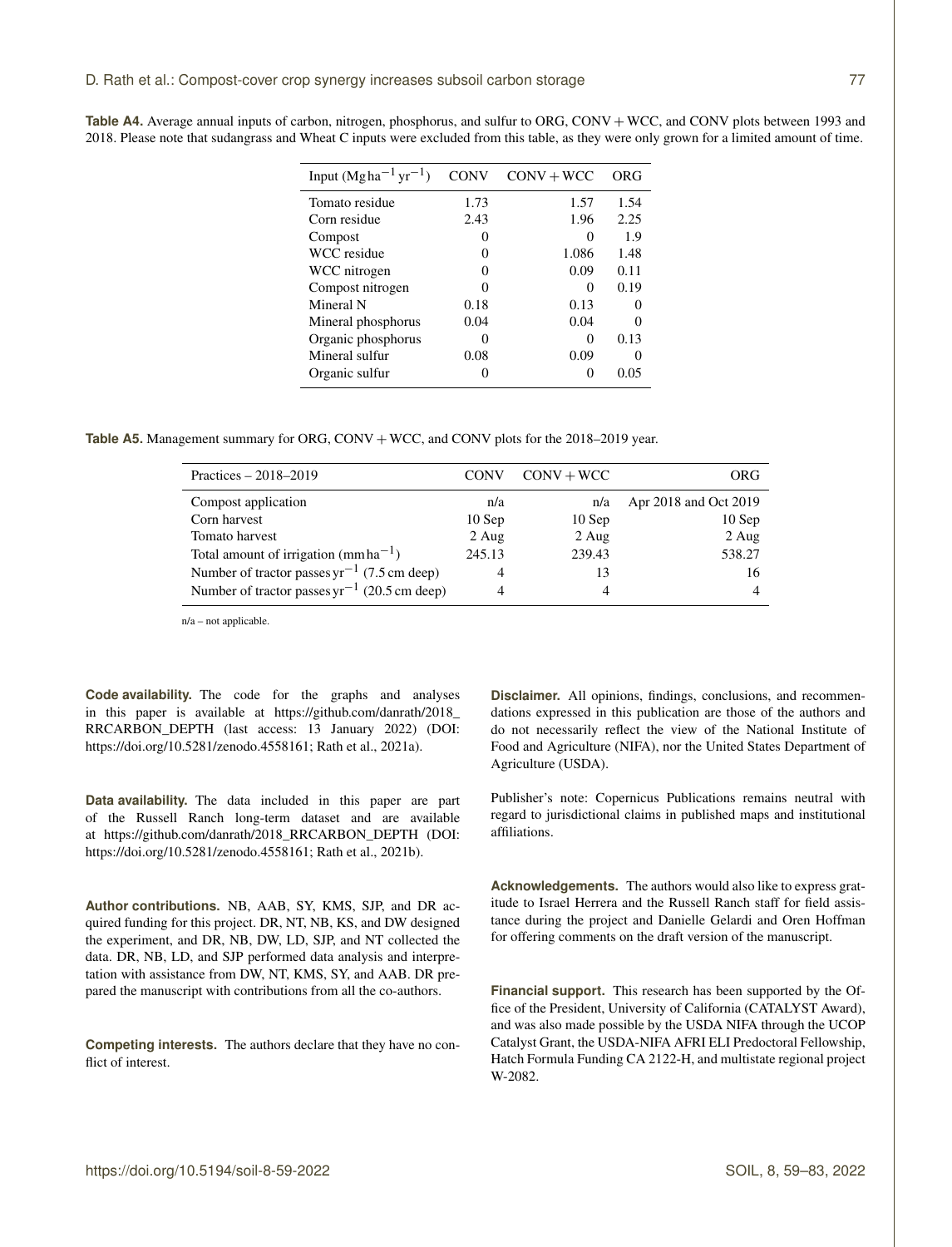**Table A4.** Average annual inputs of carbon, nitrogen, phosphorus, and sulfur to ORG, CONV + WCC, and CONV plots between 1993 and 2018. Please note that sudangrass and Wheat C inputs were excluded from this table, as they were only grown for a limited amount of time.

| Input ($Mg\,ha^{-1}\,yr^{-1}$) | CONV | CONV + WCC | ORG |
|---|---|---|---|
| Tomato residue | 1.73 | 1.57 | 1.54 |
| Corn residue | 2.43 | 1.96 | 2.25 |
| Compost | 0 | 0 | 1.9 |
| WCC residue | 0 | 1.086 | 1.48 |
| WCC nitrogen | 0 | 0.09 | 0.11 |
| Compost nitrogen | 0 | 0 | 0.19 |
| Mineral N | 0.18 | 0.13 | 0 |
| Mineral phosphorus | 0.04 | 0.04 | 0 |
| Organic phosphorus | 0 | 0 | 0.13 |
| Mineral sulfur | 0.08 | 0.09 | 0 |
| Organic sulfur | 0 | 0 | 0.05 |

**Table A5.** Management summary for ORG, CONV + WCC, and CONV plots for the 2018–2019 year.

| Practices – 2018–2019 | CONV | CONV + WCC | ORG |
|---|---|---|---|
| Compost application | n/a | n/a | Apr 2018 and Oct 2019 |
| Corn harvest | 10 Sep | 10 Sep | 10 Sep |
| Tomato harvest | 2 Aug | 2 Aug | 2 Aug |
| Total amount of irrigation ($mm\,ha^{-1}$) | 245.13 | 239.43 | 538.27 |
| Number of tractor passes $yr^{-1}$ (7.5 cm deep) | 4 | 13 | 16 |
| Number of tractor passes $yr^{-1}$ (20.5 cm deep) | 4 | 4 | 4 |

n/a – not applicable.

**Code availability.** The code for the graphs and analyses in this paper is available at https://github.com/danrath/2018_RRCARBON_DEPTH (last access: 13 January 2022) (DOI: https://doi.org/10.5281/zenodo.4558161; Rath et al., 2021a).

**Data availability.** The data included in this paper are part of the Russell Ranch long-term dataset and are available at https://github.com/danrath/2018_RRCARBON_DEPTH (DOI: https://doi.org/10.5281/zenodo.4558161; Rath et al., 2021b).

**Author contributions.** NB, AAB, SY, KMS, SJP, and DR acquired funding for this project. DR, NT, NB, KS, and DW designed the experiment, and DR, NB, DW, LD, SJP, and NT collected the data. DR, NB, LD, and SJP performed data analysis and interpretation with assistance from DW, NT, KMS, SY, and AAB. DR prepared the manuscript with contributions from all the co-authors.

**Competing interests.** The authors declare that they have no conflict of interest.

**Disclaimer.** All opinions, findings, conclusions, and recommendations expressed in this publication are those of the authors and do not necessarily reflect the view of the National Institute of Food and Agriculture (NIFA), nor the United States Department of Agriculture (USDA).

Publisher's note: Copernicus Publications remains neutral with regard to jurisdictional claims in published maps and institutional affiliations.

**Acknowledgements.** The authors would also like to express gratitude to Israel Herrera and the Russell Ranch staff for field assistance during the project and Danielle Gelardi and Oren Hoffman for offering comments on the draft version of the manuscript.

**Financial support.** This research has been supported by the Office of the President, University of California (CATALYST Award), and was also made possible by the USDA NIFA through the UCOP Catalyst Grant, the USDA-NIFA AFRI ELI Predoctoral Fellowship, Hatch Formula Funding CA 2122-H, and multistate regional project W-2082.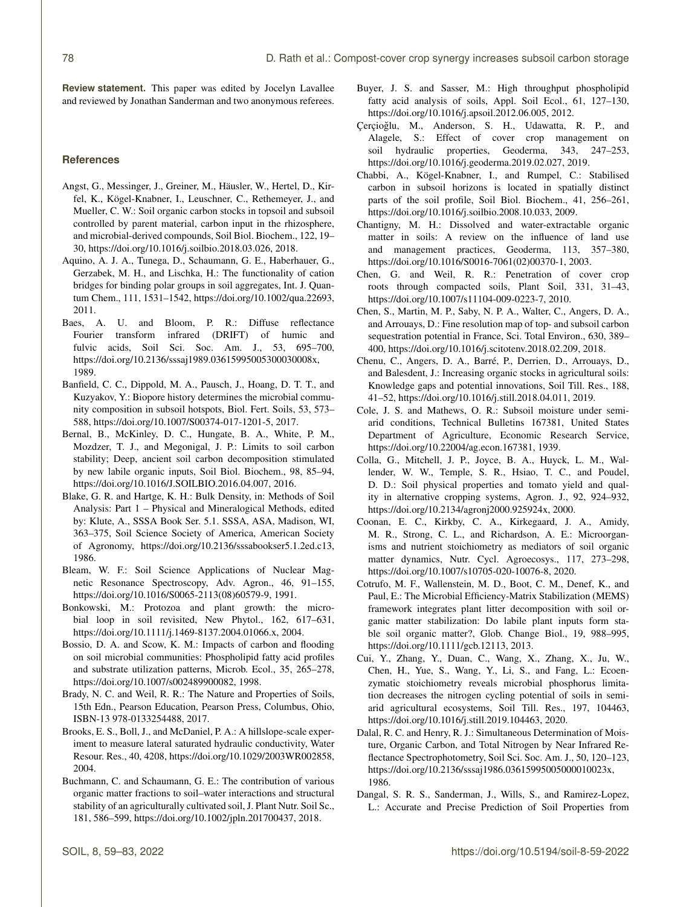**Review statement.** This paper was edited by Jocelyn Lavallee and reviewed by Jonathan Sanderman and two anonymous referees.

## References

Angst, G., Messinger, J., Greiner, M., Häusler, W., Hertel, D., Kirfel, K., Kögel-Knabner, I., Leuschner, C., Rethemeyer, J., and Mueller, C. W.: Soil organic carbon stocks in topsoil and subsoil controlled by parent material, carbon input in the rhizosphere, and microbial-derived compounds, Soil Biol. Biochem., 122, 19–30, https://doi.org/10.1016/j.soilbio.2018.03.026, 2018.

Aquino, A. J. A., Tunega, D., Schaumann, G. E., Haberhauer, G., Gerzabek, M. H., and Lischka, H.: The functionality of cation bridges for binding polar groups in soil aggregates, Int. J. Quantum Chem., 111, 1531–1542, https://doi.org/10.1002/qua.22693, 2011.

Baes, A. U. and Bloom, P. R.: Diffuse reflectance Fourier transform infrared (DRIFT) of humic and fulvic acids, Soil Sci. Soc. Am. J., 53, 695–700, https://doi.org/10.2136/sssaj1989.03615995005300030008x, 1989.

Banfield, C. C., Dippold, M. A., Pausch, J., Hoang, D. T. T., and Kuzyakov, Y.: Biopore history determines the microbial community composition in subsoil hotspots, Biol. Fert. Soils, 53, 573–588, https://doi.org/10.1007/S00374-017-1201-5, 2017.

Bernal, B., McKinley, D. C., Hungate, B. A., White, P. M., Mozdzer, T. J., and Megonigal, J. P.: Limits to soil carbon stability; Deep, ancient soil carbon decomposition stimulated by new labile organic inputs, Soil Biol. Biochem., 98, 85–94, https://doi.org/10.1016/J.SOILBIO.2016.04.007, 2016.

Blake, G. R. and Hartge, K. H.: Bulk Density, in: Methods of Soil Analysis: Part 1 – Physical and Mineralogical Methods, edited by: Klute, A., SSSA Book Ser. 5.1. SSSA, ASA, Madison, WI, 363–375, Soil Science Society of America, American Society of Agronomy, https://doi.org/10.2136/sssabookser5.1.2ed.c13, 1986.

Bleam, W. F.: Soil Science Applications of Nuclear Magnetic Resonance Spectroscopy, Adv. Agron., 46, 91–155, https://doi.org/10.1016/S0065-2113(08)60579-9, 1991.

Bonkowski, M.: Protozoa and plant growth: the microbial loop in soil revisited, New Phytol., 162, 617–631, https://doi.org/10.1111/j.1469-8137.2004.01066.x, 2004.

Bossio, D. A. and Scow, K. M.: Impacts of carbon and flooding on soil microbial communities: Phospholipid fatty acid profiles and substrate utilization patterns, Microb. Ecol., 35, 265–278, https://doi.org/10.1007/s002489900082, 1998.

Brady, N. C. and Weil, R. R.: The Nature and Properties of Soils, 15th Edn., Pearson Education, Pearson Press, Columbus, Ohio, ISBN-13 978-0133254488, 2017.

Brooks, E. S., Boll, J., and McDaniel, P. A.: A hillslope-scale experiment to measure lateral saturated hydraulic conductivity, Water Resour. Res., 40, 4208, https://doi.org/10.1029/2003WR002858, 2004.

Buchmann, C. and Schaumann, G. E.: The contribution of various organic matter fractions to soil–water interactions and structural stability of an agriculturally cultivated soil, J. Plant Nutr. Soil Sc., 181, 586–599, https://doi.org/10.1002/jpln.201700437, 2018.

Buyer, J. S. and Sasser, M.: High throughput phospholipid fatty acid analysis of soils, Appl. Soil Ecol., 61, 127–130, https://doi.org/10.1016/j.apsoil.2012.06.005, 2012.

Çerçioğlu, M., Anderson, S. H., Udawatta, R. P., and Alagele, S.: Effect of cover crop management on soil hydraulic properties, Geoderma, 343, 247–253, https://doi.org/10.1016/j.geoderma.2019.02.027, 2019.

Chabbi, A., Kögel-Knabner, I., and Rumpel, C.: Stabilised carbon in subsoil horizons is located in spatially distinct parts of the soil profile, Soil Biol. Biochem., 41, 256–261, https://doi.org/10.1016/j.soilbio.2008.10.033, 2009.

Chantigny, M. H.: Dissolved and water-extractable organic matter in soils: A review on the influence of land use and management practices, Geoderma, 113, 357–380, https://doi.org/10.1016/S0016-7061(02)00370-1, 2003.

Chen, G. and Weil, R. R.: Penetration of cover crop roots through compacted soils, Plant Soil, 331, 31–43, https://doi.org/10.1007/s11104-009-0223-7, 2010.

Chen, S., Martin, M. P., Saby, N. P. A., Walter, C., Angers, D. A., and Arrouays, D.: Fine resolution map of top- and subsoil carbon sequestration potential in France, Sci. Total Environ., 630, 389–400, https://doi.org/10.1016/j.scitotenv.2018.02.209, 2018.

Chenu, C., Angers, D. A., Barré, P., Derrien, D., Arrouays, D., and Balesdent, J.: Increasing organic stocks in agricultural soils: Knowledge gaps and potential innovations, Soil Till. Res., 188, 41–52, https://doi.org/10.1016/j.still.2018.04.011, 2019.

Cole, J. S. and Mathews, O. R.: Subsoil moisture under semi-arid conditions, Technical Bulletins 167381, United States Department of Agriculture, Economic Research Service, https://doi.org/10.22004/ag.econ.167381, 1939.

Colla, G., Mitchell, J. P., Joyce, B. A., Huyck, L. M., Wallender, W. W., Temple, S. R., Hsiao, T. C., and Poudel, D. D.: Soil physical properties and tomato yield and quality in alternative cropping systems, Agron. J., 92, 924–932, https://doi.org/10.2134/agronj2000.925924x, 2000.

Coonan, E. C., Kirkby, C. A., Kirkegaard, J. A., Amidy, M. R., Strong, C. L., and Richardson, A. E.: Microorganisms and nutrient stoichiometry as mediators of soil organic matter dynamics, Nutr. Cycl. Agroecosys., 117, 273–298, https://doi.org/10.1007/s10705-020-10076-8, 2020.

Cotrufo, M. F., Wallenstein, M. D., Boot, C. M., Denef, K., and Paul, E.: The Microbial Efficiency-Matrix Stabilization (MEMS) framework integrates plant litter decomposition with soil organic matter stabilization: Do labile plant inputs form stable soil organic matter?, Glob. Change Biol., 19, 988–995, https://doi.org/10.1111/gcb.12113, 2013.

Cui, Y., Zhang, Y., Duan, C., Wang, X., Zhang, X., Ju, W., Chen, H., Yue, S., Wang, Y., Li, S., and Fang, L.: Ecoenzymatic stoichiometry reveals microbial phosphorus limitation decreases the nitrogen cycling potential of soils in semi-arid agricultural ecosystems, Soil Till. Res., 197, 104463, https://doi.org/10.1016/j.still.2019.104463, 2020.

Dalal, R. C. and Henry, R. J.: Simultaneous Determination of Moisture, Organic Carbon, and Total Nitrogen by Near Infrared Reflectance Spectrophotometry, Soil Sci. Soc. Am. J., 50, 120–123, https://doi.org/10.2136/sssaj1986.03615995005000010023x, 1986.

Dangal, S. R. S., Sanderman, J., Wills, S., and Ramirez-Lopez, L.: Accurate and Precise Prediction of Soil Properties from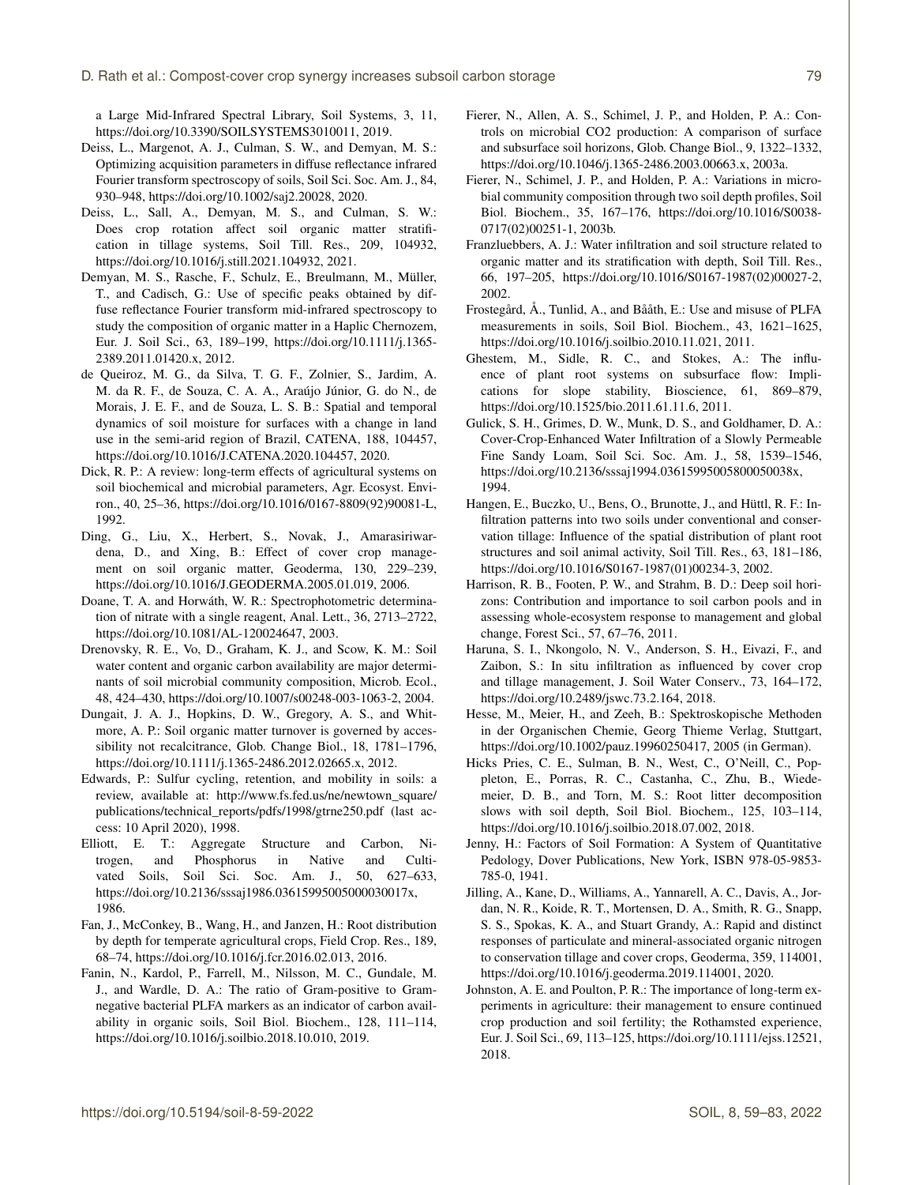a Large Mid-Infrared Spectral Library, Soil Systems, 3, 11, https://doi.org/10.3390/SOILSYSTEMS3010011, 2019.

Deiss, L., Margenot, A. J., Culman, S. W., and Demyan, M. S.: Optimizing acquisition parameters in diffuse reflectance infrared Fourier transform spectroscopy of soils, Soil Sci. Soc. Am. J., 84, 930–948, https://doi.org/10.1002/saj2.20028, 2020.

Deiss, L., Sall, A., Demyan, M. S., and Culman, S. W.: Does crop rotation affect soil organic matter stratification in tillage systems, Soil Till. Res., 209, 104932, https://doi.org/10.1016/j.still.2021.104932, 2021.

Demyan, M. S., Rasche, F., Schulz, E., Breulmann, M., Müller, T., and Cadisch, G.: Use of specific peaks obtained by diffuse reflectance Fourier transform mid-infrared spectroscopy to study the composition of organic matter in a Haplic Chernozem, Eur. J. Soil Sci., 63, 189–199, https://doi.org/10.1111/j.1365-2389.2011.01420.x, 2012.

de Queiroz, M. G., da Silva, T. G. F., Zolnier, S., Jardim, A. M. da R. F., de Souza, C. A. A., Araújo Júnior, G. do N., de Morais, J. E. F., and de Souza, L. S. B.: Spatial and temporal dynamics of soil moisture for surfaces with a change in land use in the semi-arid region of Brazil, CATENA, 188, 104457, https://doi.org/10.1016/J.CATENA.2020.104457, 2020.

Dick, R. P.: A review: long-term effects of agricultural systems on soil biochemical and microbial parameters, Agr. Ecosyst. Environ., 40, 25–36, https://doi.org/10.1016/0167-8809(92)90081-L, 1992.

Ding, G., Liu, X., Herbert, S., Novak, J., Amarasiriwardena, D., and Xing, B.: Effect of cover crop management on soil organic matter, Geoderma, 130, 229–239, https://doi.org/10.1016/J.GEODERMA.2005.01.019, 2006.

Doane, T. A. and Horwáth, W. R.: Spectrophotometric determination of nitrate with a single reagent, Anal. Lett., 36, 2713–2722, https://doi.org/10.1081/AL-120024647, 2003.

Drenovsky, R. E., Vo, D., Graham, K. J., and Scow, K. M.: Soil water content and organic carbon availability are major determinants of soil microbial community composition, Microb. Ecol., 48, 424–430, https://doi.org/10.1007/s00248-003-1063-2, 2004.

Dungait, J. A. J., Hopkins, D. W., Gregory, A. S., and Whitmore, A. P.: Soil organic matter turnover is governed by accessibility not recalcitrance, Glob. Change Biol., 18, 1781–1796, https://doi.org/10.1111/j.1365-2486.2012.02665.x, 2012.

Edwards, P.: Sulfur cycling, retention, and mobility in soils: a review, available at: http://www.fs.fed.us/ne/newtown_square/publications/technical_reports/pdfs/1998/gtrne250.pdf (last access: 10 April 2020), 1998.

Elliott, E. T.: Aggregate Structure and Carbon, Nitrogen, and Phosphorus in Native and Cultivated Soils, Soil Sci. Soc. Am. J., 50, 627–633, https://doi.org/10.2136/sssaj1986.03615995005000030017x, 1986.

Fan, J., McConkey, B., Wang, H., and Janzen, H.: Root distribution by depth for temperate agricultural crops, Field Crop. Res., 189, 68–74, https://doi.org/10.1016/j.fcr.2016.02.013, 2016.

Fanin, N., Kardol, P., Farrell, M., Nilsson, M. C., Gundale, M. J., and Wardle, D. A.: The ratio of Gram-positive to Gram-negative bacterial PLFA markers as an indicator of carbon availability in organic soils, Soil Biol. Biochem., 128, 111–114, https://doi.org/10.1016/j.soilbio.2018.10.010, 2019.

Fierer, N., Allen, A. S., Schimel, J. P., and Holden, P. A.: Controls on microbial CO2 production: A comparison of surface and subsurface soil horizons, Glob. Change Biol., 9, 1322–1332, https://doi.org/10.1046/j.1365-2486.2003.00663.x, 2003a.

Fierer, N., Schimel, J. P., and Holden, P. A.: Variations in microbial community composition through two soil depth profiles, Soil Biol. Biochem., 35, 167–176, https://doi.org/10.1016/S0038-0717(02)00251-1, 2003b.

Franzluebbers, A. J.: Water infiltration and soil structure related to organic matter and its stratification with depth, Soil Till. Res., 66, 197–205, https://doi.org/10.1016/S0167-1987(02)00027-2, 2002.

Frostegård, Å., Tunlid, A., and Bååth, E.: Use and misuse of PLFA measurements in soils, Soil Biol. Biochem., 43, 1621–1625, https://doi.org/10.1016/j.soilbio.2010.11.021, 2011.

Ghestem, M., Sidle, R. C., and Stokes, A.: The influence of plant root systems on subsurface flow: Implications for slope stability, Bioscience, 61, 869–879, https://doi.org/10.1525/bio.2011.61.11.6, 2011.

Gulick, S. H., Grimes, D. W., Munk, D. S., and Goldhamer, D. A.: Cover-Crop-Enhanced Water Infiltration of a Slowly Permeable Fine Sandy Loam, Soil Sci. Soc. Am. J., 58, 1539–1546, https://doi.org/10.2136/sssaj1994.03615995005800050038x, 1994.

Hangen, E., Buczko, U., Bens, O., Brunotte, J., and Hüttl, R. F.: Infiltration patterns into two soils under conventional and conservation tillage: Influence of the spatial distribution of plant root structures and soil animal activity, Soil Till. Res., 63, 181–186, https://doi.org/10.1016/S0167-1987(01)00234-3, 2002.

Harrison, R. B., Footen, P. W., and Strahm, B. D.: Deep soil horizons: Contribution and importance to soil carbon pools and in assessing whole-ecosystem response to management and global change, Forest Sci., 57, 67–76, 2011.

Haruna, S. I., Nkongolo, N. V., Anderson, S. H., Eivazi, F., and Zaibon, S.: In situ infiltration as influenced by cover crop and tillage management, J. Soil Water Conserv., 73, 164–172, https://doi.org/10.2489/jswc.73.2.164, 2018.

Hesse, M., Meier, H., and Zeeh, B.: Spektroskopische Methoden in der Organischen Chemie, Georg Thieme Verlag, Stuttgart, https://doi.org/10.1002/pauz.19960250417, 2005 (in German).

Hicks Pries, C. E., Sulman, B. N., West, C., O'Neill, C., Poppleton, E., Porras, R. C., Castanha, C., Zhu, B., Wiedemeier, D. B., and Torn, M. S.: Root litter decomposition slows with soil depth, Soil Biol. Biochem., 125, 103–114, https://doi.org/10.1016/j.soilbio.2018.07.002, 2018.

Jenny, H.: Factors of Soil Formation: A System of Quantitative Pedology, Dover Publications, New York, ISBN 978-05-9853-785-0, 1941.

Jilling, A., Kane, D., Williams, A., Yannarell, A. C., Davis, A., Jordan, N. R., Koide, R. T., Mortensen, D. A., Smith, R. G., Snapp, S. S., Spokas, K. A., and Stuart Grandy, A.: Rapid and distinct responses of particulate and mineral-associated organic nitrogen to conservation tillage and cover crops, Geoderma, 359, 114001, https://doi.org/10.1016/j.geoderma.2019.114001, 2020.

Johnston, A. E. and Poulton, P. R.: The importance of long-term experiments in agriculture: their management to ensure continued crop production and soil fertility; the Rothamsted experience, Eur. J. Soil Sci., 69, 113–125, https://doi.org/10.1111/ejss.12521, 2018.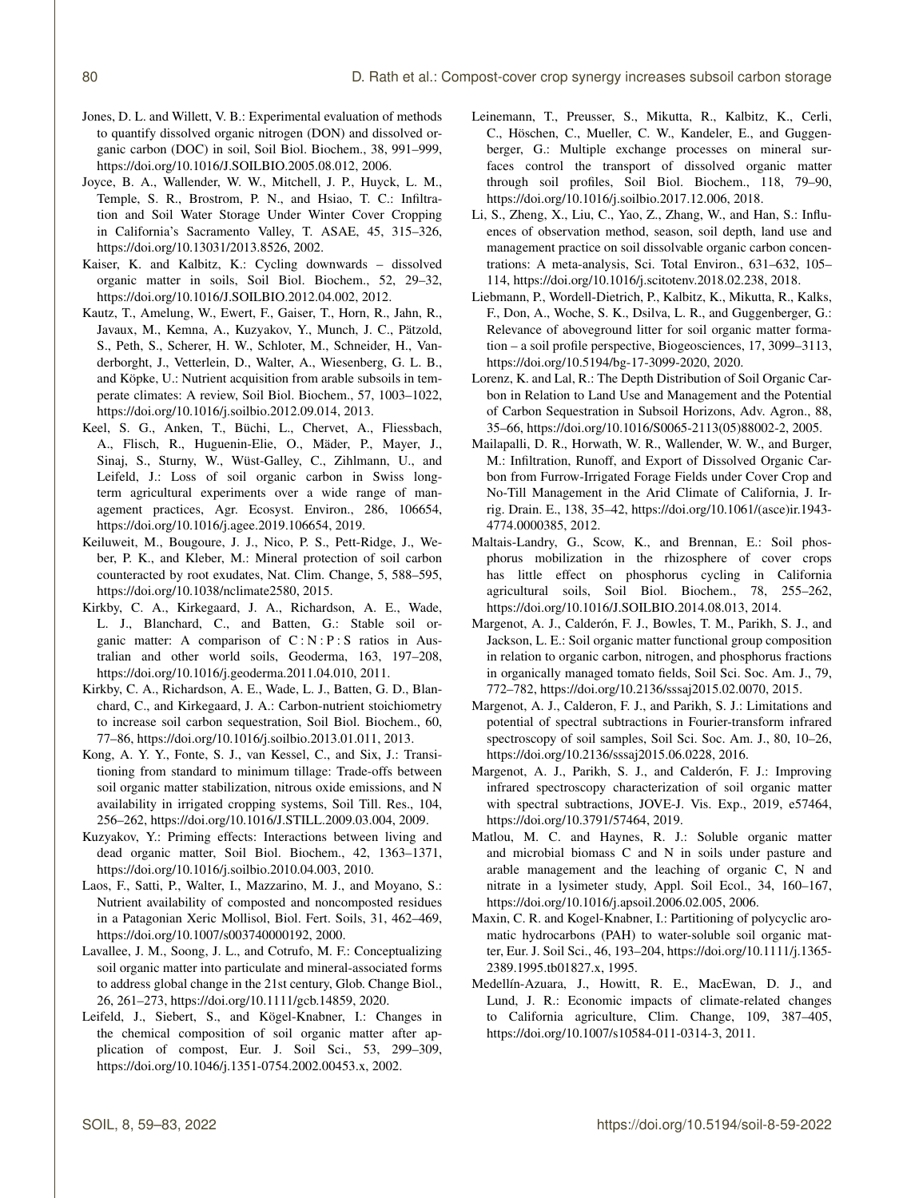Jones, D. L. and Willett, V. B.: Experimental evaluation of methods to quantify dissolved organic nitrogen (DON) and dissolved organic carbon (DOC) in soil, Soil Biol. Biochem., 38, 991–999, https://doi.org/10.1016/J.SOILBIO.2005.08.012, 2006.

Joyce, B. A., Wallender, W. W., Mitchell, J. P., Huyck, L. M., Temple, S. R., Brostrom, P. N., and Hsiao, T. C.: Infiltration and Soil Water Storage Under Winter Cover Cropping in California's Sacramento Valley, T. ASAE, 45, 315–326, https://doi.org/10.13031/2013.8526, 2002.

Kaiser, K. and Kalbitz, K.: Cycling downwards – dissolved organic matter in soils, Soil Biol. Biochem., 52, 29–32, https://doi.org/10.1016/J.SOILBIO.2012.04.002, 2012.

Kautz, T., Amelung, W., Ewert, F., Gaiser, T., Horn, R., Jahn, R., Javaux, M., Kemna, A., Kuzyakov, Y., Munch, J. C., Pätzold, S., Peth, S., Scherer, H. W., Schloter, M., Schneider, H., Vanderborght, J., Vetterlein, D., Walter, A., Wiesenberg, G. L. B., and Köpke, U.: Nutrient acquisition from arable subsoils in temperate climates: A review, Soil Biol. Biochem., 57, 1003–1022, https://doi.org/10.1016/j.soilbio.2012.09.014, 2013.

Keel, S. G., Anken, T., Büchi, L., Chervet, A., Fliessbach, A., Flisch, R., Huguenin-Elie, O., Mäder, P., Mayer, J., Sinaj, S., Sturny, W., Wüst-Galley, C., Zihlmann, U., and Leifeld, J.: Loss of soil organic carbon in Swiss long-term agricultural experiments over a wide range of management practices, Agr. Ecosyst. Environ., 286, 106654, https://doi.org/10.1016/j.agee.2019.106654, 2019.

Keiluweit, M., Bougoure, J. J., Nico, P. S., Pett-Ridge, J., Weber, P. K., and Kleber, M.: Mineral protection of soil carbon counteracted by root exudates, Nat. Clim. Change, 5, 588–595, https://doi.org/10.1038/nclimate2580, 2015.

Kirkby, C. A., Kirkegaard, J. A., Richardson, A. E., Wade, L. J., Blanchard, C., and Batten, G.: Stable soil organic matter: A comparison of C : N : P : S ratios in Australian and other world soils, Geoderma, 163, 197–208, https://doi.org/10.1016/j.geoderma.2011.04.010, 2011.

Kirkby, C. A., Richardson, A. E., Wade, L. J., Batten, G. D., Blanchard, C., and Kirkegaard, J. A.: Carbon-nutrient stoichiometry to increase soil carbon sequestration, Soil Biol. Biochem., 60, 77–86, https://doi.org/10.1016/j.soilbio.2013.01.011, 2013.

Kong, A. Y. Y., Fonte, S. J., van Kessel, C., and Six, J.: Transitioning from standard to minimum tillage: Trade-offs between soil organic matter stabilization, nitrous oxide emissions, and N availability in irrigated cropping systems, Soil Till. Res., 104, 256–262, https://doi.org/10.1016/J.STILL.2009.03.004, 2009.

Kuzyakov, Y.: Priming effects: Interactions between living and dead organic matter, Soil Biol. Biochem., 42, 1363–1371, https://doi.org/10.1016/j.soilbio.2010.04.003, 2010.

Laos, F., Satti, P., Walter, I., Mazzarino, M. J., and Moyano, S.: Nutrient availability of composted and noncomposted residues in a Patagonian Xeric Mollisol, Biol. Fert. Soils, 31, 462–469, https://doi.org/10.1007/s003740000192, 2000.

Lavallee, J. M., Soong, J. L., and Cotrufo, M. F.: Conceptualizing soil organic matter into particulate and mineral-associated forms to address global change in the 21st century, Glob. Change Biol., 26, 261–273, https://doi.org/10.1111/gcb.14859, 2020.

Leifeld, J., Siebert, S., and Kögel-Knabner, I.: Changes in the chemical composition of soil organic matter after application of compost, Eur. J. Soil Sci., 53, 299–309, https://doi.org/10.1046/j.1351-0754.2002.00453.x, 2002.

Leinemann, T., Preusser, S., Mikutta, R., Kalbitz, K., Cerli, C., Höschen, C., Mueller, C. W., Kandeler, E., and Guggenberger, G.: Multiple exchange processes on mineral surfaces control the transport of dissolved organic matter through soil profiles, Soil Biol. Biochem., 118, 79–90, https://doi.org/10.1016/j.soilbio.2017.12.006, 2018.

Li, S., Zheng, X., Liu, C., Yao, Z., Zhang, W., and Han, S.: Influences of observation method, season, soil depth, land use and management practice on soil dissolvable organic carbon concentrations: A meta-analysis, Sci. Total Environ., 631–632, 105–114, https://doi.org/10.1016/j.scitotenv.2018.02.238, 2018.

Liebmann, P., Wordell-Dietrich, P., Kalbitz, K., Mikutta, R., Kalks, F., Don, A., Woche, S. K., Dsilva, L. R., and Guggenberger, G.: Relevance of aboveground litter for soil organic matter formation – a soil profile perspective, Biogeosciences, 17, 3099–3113, https://doi.org/10.5194/bg-17-3099-2020, 2020.

Lorenz, K. and Lal, R.: The Depth Distribution of Soil Organic Carbon in Relation to Land Use and Management and the Potential of Carbon Sequestration in Subsoil Horizons, Adv. Agron., 88, 35–66, https://doi.org/10.1016/S0065-2113(05)88002-2, 2005.

Mailapalli, D. R., Horwath, W. R., Wallender, W. W., and Burger, M.: Infiltration, Runoff, and Export of Dissolved Organic Carbon from Furrow-Irrigated Forage Fields under Cover Crop and No-Till Management in the Arid Climate of California, J. Irrig. Drain. E., 138, 35–42, https://doi.org/10.1061/(asce)ir.1943-4774.0000385, 2012.

Maltais-Landry, G., Scow, K., and Brennan, E.: Soil phosphorus mobilization in the rhizosphere of cover crops has little effect on phosphorus cycling in California agricultural soils, Soil Biol. Biochem., 78, 255–262, https://doi.org/10.1016/J.SOILBIO.2014.08.013, 2014.

Margenot, A. J., Calderón, F. J., Bowles, T. M., Parikh, S. J., and Jackson, L. E.: Soil organic matter functional group composition in relation to organic carbon, nitrogen, and phosphorus fractions in organically managed tomato fields, Soil Sci. Soc. Am. J., 79, 772–782, https://doi.org/10.2136/sssaj2015.02.0070, 2015.

Margenot, A. J., Calderon, F. J., and Parikh, S. J.: Limitations and potential of spectral subtractions in Fourier-transform infrared spectroscopy of soil samples, Soil Sci. Soc. Am. J., 80, 10–26, https://doi.org/10.2136/sssaj2015.06.0228, 2016.

Margenot, A. J., Parikh, S. J., and Calderón, F. J.: Improving infrared spectroscopy characterization of soil organic matter with spectral subtractions, JOVE-J. Vis. Exp., 2019, e57464, https://doi.org/10.3791/57464, 2019.

Matlou, M. C. and Haynes, R. J.: Soluble organic matter and microbial biomass C and N in soils under pasture and arable management and the leaching of organic C, N and nitrate in a lysimeter study, Appl. Soil Ecol., 34, 160–167, https://doi.org/10.1016/j.apsoil.2006.02.005, 2006.

Maxin, C. R. and Kogel-Knabner, I.: Partitioning of polycyclic aromatic hydrocarbons (PAH) to water-soluble soil organic matter, Eur. J. Soil Sci., 46, 193–204, https://doi.org/10.1111/j.1365-2389.1995.tb01827.x, 1995.

Medellín-Azuara, J., Howitt, R. E., MacEwan, D. J., and Lund, J. R.: Economic impacts of climate-related changes to California agriculture, Clim. Change, 109, 387–405, https://doi.org/10.1007/s10584-011-0314-3, 2011.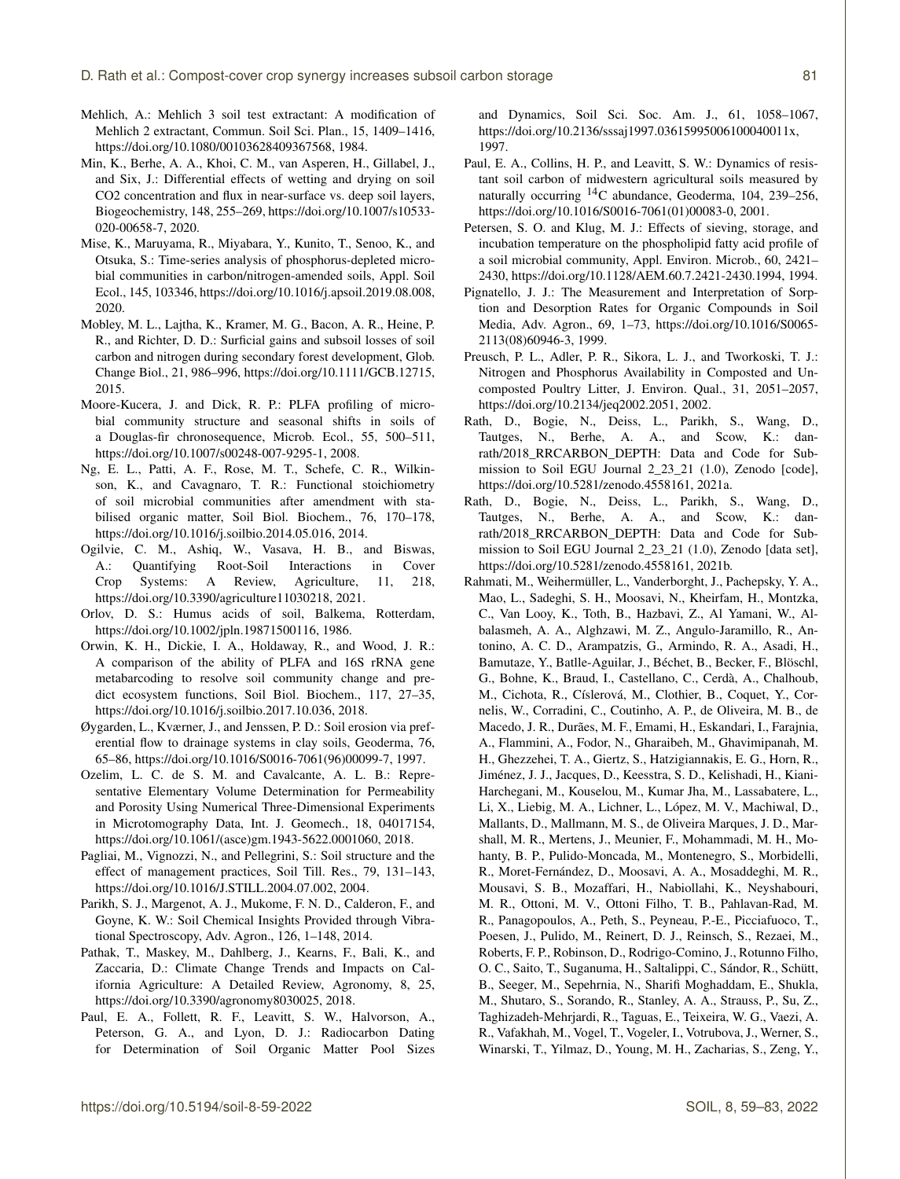Mehlich, A.: Mehlich 3 soil test extractant: A modification of Mehlich 2 extractant, Commun. Soil Sci. Plan., 15, 1409–1416, https://doi.org/10.1080/00103628409367568, 1984.

Min, K., Berhe, A. A., Khoi, C. M., van Asperen, H., Gillabel, J., and Six, J.: Differential effects of wetting and drying on soil CO2 concentration and flux in near-surface vs. deep soil layers, Biogeochemistry, 148, 255–269, https://doi.org/10.1007/s10533-020-00658-7, 2020.

Mise, K., Maruyama, R., Miyabara, Y., Kunito, T., Senoo, K., and Otsuka, S.: Time-series analysis of phosphorus-depleted microbial communities in carbon/nitrogen-amended soils, Appl. Soil Ecol., 145, 103346, https://doi.org/10.1016/j.apsoil.2019.08.008, 2020.

Mobley, M. L., Lajtha, K., Kramer, M. G., Bacon, A. R., Heine, P. R., and Richter, D. D.: Surficial gains and subsoil losses of soil carbon and nitrogen during secondary forest development, Glob. Change Biol., 21, 986–996, https://doi.org/10.1111/GCB.12715, 2015.

Moore-Kucera, J. and Dick, R. P.: PLFA profiling of microbial community structure and seasonal shifts in soils of a Douglas-fir chronosequence, Microb. Ecol., 55, 500–511, https://doi.org/10.1007/s00248-007-9295-1, 2008.

Ng, E. L., Patti, A. F., Rose, M. T., Schefe, C. R., Wilkinson, K., and Cavagnaro, T. R.: Functional stoichiometry of soil microbial communities after amendment with stabilised organic matter, Soil Biol. Biochem., 76, 170–178, https://doi.org/10.1016/j.soilbio.2014.05.016, 2014.

Ogilvie, C. M., Ashiq, W., Vasava, H. B., and Biswas, A.: Quantifying Root-Soil Interactions in Cover Crop Systems: A Review, Agriculture, 11, 218, https://doi.org/10.3390/agriculture11030218, 2021.

Orlov, D. S.: Humus acids of soil, Balkema, Rotterdam, https://doi.org/10.1002/jpln.19871500116, 1986.

Orwin, K. H., Dickie, I. A., Holdaway, R., and Wood, J. R.: A comparison of the ability of PLFA and 16S rRNA gene metabarcoding to resolve soil community change and predict ecosystem functions, Soil Biol. Biochem., 117, 27–35, https://doi.org/10.1016/j.soilbio.2017.10.036, 2018.

Øygarden, L., Kværner, J., and Jenssen, P. D.: Soil erosion via preferential flow to drainage systems in clay soils, Geoderma, 76, 65–86, https://doi.org/10.1016/S0016-7061(96)00099-7, 1997.

Ozelim, L. C. de S. M. and Cavalcante, A. L. B.: Representative Elementary Volume Determination for Permeability and Porosity Using Numerical Three-Dimensional Experiments in Microtomography Data, Int. J. Geomech., 18, 04017154, https://doi.org/10.1061/(asce)gm.1943-5622.0001060, 2018.

Pagliai, M., Vignozzi, N., and Pellegrini, S.: Soil structure and the effect of management practices, Soil Till. Res., 79, 131–143, https://doi.org/10.1016/J.STILL.2004.07.002, 2004.

Parikh, S. J., Margenot, A. J., Mukome, F. N. D., Calderon, F., and Goyne, K. W.: Soil Chemical Insights Provided through Vibrational Spectroscopy, Adv. Agron., 126, 1–148, 2014.

Pathak, T., Maskey, M., Dahlberg, J., Kearns, F., Bali, K., and Zaccaria, D.: Climate Change Trends and Impacts on California Agriculture: A Detailed Review, Agronomy, 8, 25, https://doi.org/10.3390/agronomy8030025, 2018.

Paul, E. A., Follett, R. F., Leavitt, S. W., Halvorson, A., Peterson, G. A., and Lyon, D. J.: Radiocarbon Dating for Determination of Soil Organic Matter Pool Sizes and Dynamics, Soil Sci. Soc. Am. J., 61, 1058–1067, https://doi.org/10.2136/sssaj1997.03615995006100040011x, 1997.

Paul, E. A., Collins, H. P., and Leavitt, S. W.: Dynamics of resistant soil carbon of midwestern agricultural soils measured by naturally occurring $^{14}$C abundance, Geoderma, 104, 239–256, https://doi.org/10.1016/S0016-7061(01)00083-0, 2001.

Petersen, S. O. and Klug, M. J.: Effects of sieving, storage, and incubation temperature on the phospholipid fatty acid profile of a soil microbial community, Appl. Environ. Microb., 60, 2421–2430, https://doi.org/10.1128/AEM.60.7.2421-2430.1994, 1994.

Pignatello, J. J.: The Measurement and Interpretation of Sorption and Desorption Rates for Organic Compounds in Soil Media, Adv. Agron., 69, 1–73, https://doi.org/10.1016/S0065-2113(08)60946-3, 1999.

Preusch, P. L., Adler, P. R., Sikora, L. J., and Tworkoski, T. J.: Nitrogen and Phosphorus Availability in Composted and Uncomposted Poultry Litter, J. Environ. Qual., 31, 2051–2057, https://doi.org/10.2134/jeq2002.2051, 2002.

Rath, D., Bogie, N., Deiss, L., Parikh, S., Wang, D., Tautges, N., Berhe, A. A., and Scow, K.: danrath/2018_RRCARBON_DEPTH: Data and Code for Submission to Soil EGU Journal 2_23_21 (1.0), Zenodo [code], https://doi.org/10.5281/zenodo.4558161, 2021a.

Rath, D., Bogie, N., Deiss, L., Parikh, S., Wang, D., Tautges, N., Berhe, A. A., and Scow, K.: danrath/2018_RRCARBON_DEPTH: Data and Code for Submission to Soil EGU Journal 2_23_21 (1.0), Zenodo [data set], https://doi.org/10.5281/zenodo.4558161, 2021b.

Rahmati, M., Weihermüller, L., Vanderborght, J., Pachepsky, Y. A., Mao, L., Sadeghi, S. H., Moosavi, N., Kheirfam, H., Montzka, C., Van Looy, K., Toth, B., Hazbavi, Z., Al Yamani, W., Albalasmeh, A. A., Alghzawi, M. Z., Angulo-Jaramillo, R., Antonino, A. C. D., Arampatzis, G., Armindo, R. A., Asadi, H., Bamutaze, Y., Batlle-Aguilar, J., Béchet, B., Becker, F., Blöschl, G., Bohne, K., Braud, I., Castellano, C., Cerdà, A., Chalhoub, M., Cichota, R., Císlerová, M., Clothier, B., Coquet, Y., Cornelis, W., Corradini, C., Coutinho, A. P., de Oliveira, M. B., de Macedo, J. R., Durães, M. F., Emami, H., Eskandari, I., Farajnia, A., Flammini, A., Fodor, N., Gharaibeh, M., Ghavimipanah, M. H., Ghezzehei, T. A., Giertz, S., Hatzigiannakis, E. G., Horn, R., Jiménez, J. J., Jacques, D., Keesstra, S. D., Kelishadi, H., Kiani-Harchegani, M., Kouselou, M., Kumar Jha, M., Lassabatere, L., Li, X., Liebig, M. A., Lichner, L., López, M. V., Machiwal, D., Mallants, D., Mallmann, M. S., de Oliveira Marques, J. D., Marshall, M. R., Mertens, J., Meunier, F., Mohammadi, M. H., Mohanty, B. P., Pulido-Moncada, M., Montenegro, S., Morbidelli, R., Moret-Fernández, D., Moosavi, A. A., Mosaddeghi, M. R., Mousavi, S. B., Mozaffari, H., Nabiollahi, K., Neyshabouri, M. R., Ottoni, M. V., Ottoni Filho, T. B., Pahlavan-Rad, M. R., Panagopoulos, A., Peth, S., Peyneau, P.-E., Picciafuoco, T., Poesen, J., Pulido, M., Reinert, D. J., Reinsch, S., Rezaei, M., Roberts, F. P., Robinson, D., Rodrigo-Comino, J., Rotunno Filho, O. C., Saito, T., Suganuma, H., Saltalippi, C., Sándor, R., Schütt, B., Seeger, M., Sepehrnia, N., Sharifi Moghaddam, E., Shukla, M., Shutaro, S., Sorando, R., Stanley, A. A., Strauss, P., Su, Z., Taghizadeh-Mehrjardi, R., Taguas, E., Teixeira, W. G., Vaezi, A. R., Vafakhah, M., Vogel, T., Vogeler, I., Votrubova, J., Werner, S., Winarski, T., Yilmaz, D., Young, M. H., Zacharias, S., Zeng, Y.,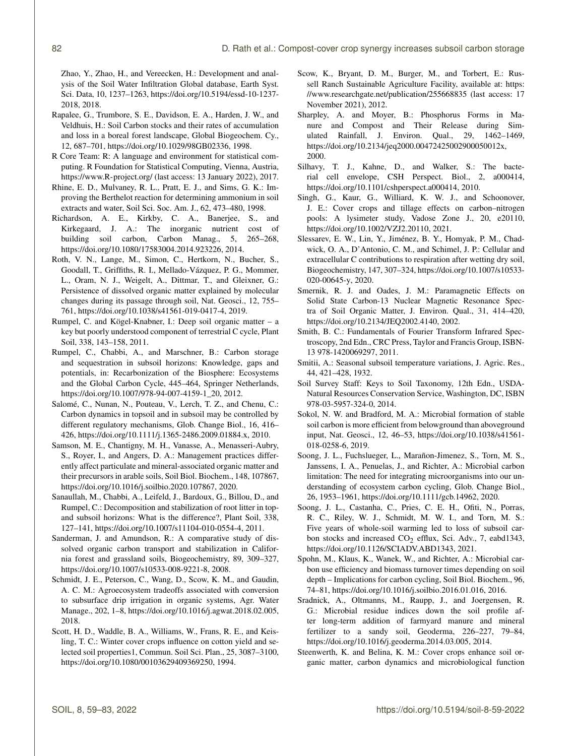Zhao, Y., Zhao, H., and Vereecken, H.: Development and analysis of the Soil Water Infiltration Global database, Earth Syst. Sci. Data, 10, 1237–1263, https://doi.org/10.5194/essd-10-1237-2018, 2018.

Rapalee, G., Trumbore, S. E., Davidson, E. A., Harden, J. W., and Veldhuis, H.: Soil Carbon stocks and their rates of accumulation and loss in a boreal forest landscape, Global Biogeochem. Cy., 12, 687–701, https://doi.org/10.1029/98GB02336, 1998.

R Core Team: R: A language and environment for statistical computing. R Foundation for Statistical Computing, Vienna, Austria, https://www.R-project.org/ (last access: 13 January 2022), 2017.

Rhine, E. D., Mulvaney, R. L., Pratt, E. J., and Sims, G. K.: Improving the Berthelot reaction for determining ammonium in soil extracts and water, Soil Sci. Soc. Am. J., 62, 473–480, 1998.

Richardson, A. E., Kirkby, C. A., Banerjee, S., and Kirkegaard, J. A.: The inorganic nutrient cost of building soil carbon, Carbon Manag., 5, 265–268, https://doi.org/10.1080/17583004.2014.923226, 2014.

Roth, V. N., Lange, M., Simon, C., Hertkorn, N., Bucher, S., Goodall, T., Griffiths, R. I., Mellado-Vázquez, P. G., Mommer, L., Oram, N. J., Weigelt, A., Dittmar, T., and Gleixner, G.: Persistence of dissolved organic matter explained by molecular changes during its passage through soil, Nat. Geosci., 12, 755–761, https://doi.org/10.1038/s41561-019-0417-4, 2019.

Rumpel, C. and Kögel-Knabner, I.: Deep soil organic matter – a key but poorly understood component of terrestrial C cycle, Plant Soil, 338, 143–158, 2011.

Rumpel, C., Chabbi, A., and Marschner, B.: Carbon storage and sequestration in subsoil horizons: Knowledge, gaps and potentials, in: Recarbonization of the Biosphere: Ecosystems and the Global Carbon Cycle, 445–464, Springer Netherlands, https://doi.org/10.1007/978-94-007-4159-1_20, 2012.

Salomé, C., Nunan, N., Pouteau, V., Lerch, T. Z., and Chenu, C.: Carbon dynamics in topsoil and in subsoil may be controlled by different regulatory mechanisms, Glob. Change Biol., 16, 416–426, https://doi.org/10.1111/j.1365-2486.2009.01884.x, 2010.

Samson, M. E., Chantigny, M. H., Vanasse, A., Menasseri-Aubry, S., Royer, I., and Angers, D. A.: Management practices differently affect particulate and mineral-associated organic matter and their precursors in arable soils, Soil Biol. Biochem., 148, 107867, https://doi.org/10.1016/j.soilbio.2020.107867, 2020.

Sanaullah, M., Chabbi, A., Leifeld, J., Bardoux, G., Billou, D., and Rumpel, C.: Decomposition and stabilization of root litter in top- and subsoil horizons: What is the difference?, Plant Soil, 338, 127–141, https://doi.org/10.1007/s11104-010-0554-4, 2011.

Sanderman, J. and Amundson, R.: A comparative study of dissolved organic carbon transport and stabilization in California forest and grassland soils, Biogeochemistry, 89, 309–327, https://doi.org/10.1007/s10533-008-9221-8, 2008.

Schmidt, J. E., Peterson, C., Wang, D., Scow, K. M., and Gaudin, A. C. M.: Agroecosystem tradeoffs associated with conversion to subsurface drip irrigation in organic systems, Agr. Water Manage., 202, 1–8, https://doi.org/10.1016/j.agwat.2018.02.005, 2018.

Scott, H. D., Waddle, B. A., Williams, W., Frans, R. E., and Keisling, T. C.: Winter cover crops influence on cotton yield and selected soil properties1, Commun. Soil Sci. Plan., 25, 3087–3100, https://doi.org/10.1080/00103629409369250, 1994.

Scow, K., Bryant, D. M., Burger, M., and Torbert, E.: Russell Ranch Sustainable Agriculture Facility, available at: https://www.researchgate.net/publication/255668835 (last access: 17 November 2021), 2012.

Sharpley, A. and Moyer, B.: Phosphorus Forms in Manure and Compost and Their Release during Simulated Rainfall, J. Environ. Qual., 29, 1462–1469, https://doi.org/10.2134/jeq2000.00472425002900050012x, 2000.

Silhavy, T. J., Kahne, D., and Walker, S.: The bacterial cell envelope, CSH Perspect. Biol., 2, a000414, https://doi.org/10.1101/cshperspect.a000414, 2010.

Singh, G., Kaur, G., Williard, K. W. J., and Schoonover, J. E.: Cover crops and tillage effects on carbon–nitrogen pools: A lysimeter study, Vadose Zone J., 20, e20110, https://doi.org/10.1002/VZJ2.20110, 2021.

Slessarev, E. W., Lin, Y., Jiménez, B. Y., Homyak, P. M., Chadwick, O. A., D'Antonio, C. M., and Schimel, J. P.: Cellular and extracellular C contributions to respiration after wetting dry soil, Biogeochemistry, 147, 307–324, https://doi.org/10.1007/s10533-020-00645-y, 2020.

Smernik, R. J. and Oades, J. M.: Paramagnetic Effects on Solid State Carbon-13 Nuclear Magnetic Resonance Spectra of Soil Organic Matter, J. Environ. Qual., 31, 414–420, https://doi.org/10.2134/JEQ2002.4140, 2002.

Smith, B. C.: Fundamentals of Fourier Transform Infrared Spectroscopy, 2nd Edn., CRC Press, Taylor and Francis Group, ISBN-13 978-1420069297, 2011.

Smitii, A.: Seasonal subsoil temperature variations, J. Agric. Res., 44, 421–428, 1932.

Soil Survey Staff: Keys to Soil Taxonomy, 12th Edn., USDA-Natural Resources Conservation Service, Washington, DC, ISBN 978-03-5957-324-0, 2014.

Sokol, N. W. and Bradford, M. A.: Microbial formation of stable soil carbon is more efficient from belowground than aboveground input, Nat. Geosci., 12, 46–53, https://doi.org/10.1038/s41561-018-0258-6, 2019.

Soong, J. L., Fuchslueger, L., Marañon-Jimenez, S., Torn, M. S., Janssens, I. A., Penuelas, J., and Richter, A.: Microbial carbon limitation: The need for integrating microorganisms into our understanding of ecosystem carbon cycling, Glob. Change Biol., 26, 1953–1961, https://doi.org/10.1111/gcb.14962, 2020.

Soong, J. L., Castanha, C., Pries, C. E. H., Ofiti, N., Porras, R. C., Riley, W. J., Schmidt, M. W. I., and Torn, M. S.: Five years of whole-soil warming led to loss of subsoil carbon stocks and increased $CO_2$ efflux, Sci. Adv., 7, eabd1343, https://doi.org/10.1126/SCIADV.ABD1343, 2021.

Spohn, M., Klaus, K., Wanek, W., and Richter, A.: Microbial carbon use efficiency and biomass turnover times depending on soil depth – Implications for carbon cycling, Soil Biol. Biochem., 96, 74–81, https://doi.org/10.1016/j.soilbio.2016.01.016, 2016.

Sradnick, A., Oltmanns, M., Raupp, J., and Joergensen, R. G.: Microbial residue indices down the soil profile after long-term addition of farmyard manure and mineral fertilizer to a sandy soil, Geoderma, 226–227, 79–84, https://doi.org/10.1016/j.geoderma.2014.03.005, 2014.

Steenwerth, K. and Belina, K. M.: Cover crops enhance soil organic matter, carbon dynamics and microbiological function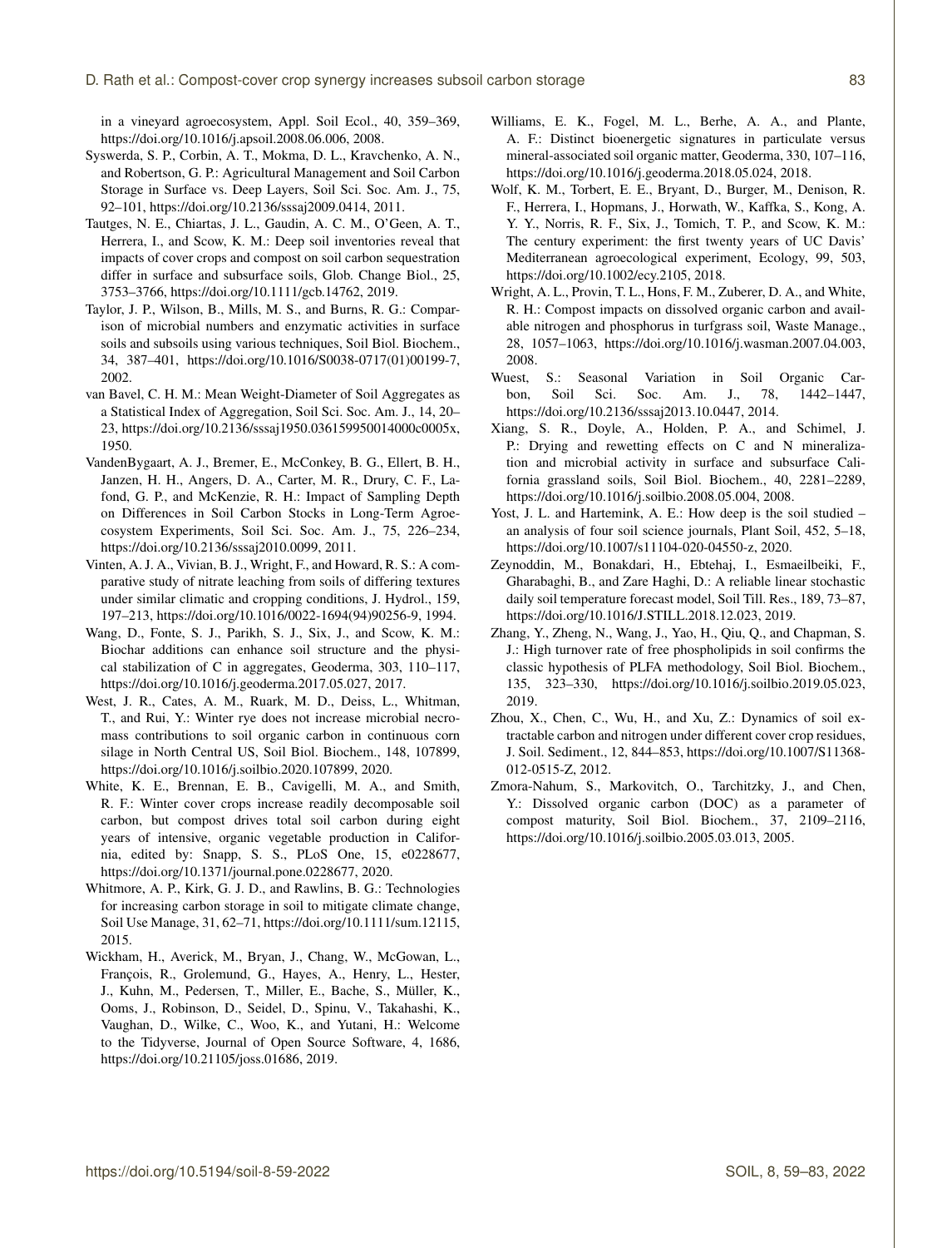in a vineyard agroecosystem, Appl. Soil Ecol., 40, 359–369, https://doi.org/10.1016/j.apsoil.2008.06.006, 2008.

Syswerda, S. P., Corbin, A. T., Mokma, D. L., Kravchenko, A. N., and Robertson, G. P.: Agricultural Management and Soil Carbon Storage in Surface vs. Deep Layers, Soil Sci. Soc. Am. J., 75, 92–101, https://doi.org/10.2136/sssaj2009.0414, 2011.

Tautges, N. E., Chiartas, J. L., Gaudin, A. C. M., O'Geen, A. T., Herrera, I., and Scow, K. M.: Deep soil inventories reveal that impacts of cover crops and compost on soil carbon sequestration differ in surface and subsurface soils, Glob. Change Biol., 25, 3753–3766, https://doi.org/10.1111/gcb.14762, 2019.

Taylor, J. P., Wilson, B., Mills, M. S., and Burns, R. G.: Comparison of microbial numbers and enzymatic activities in surface soils and subsoils using various techniques, Soil Biol. Biochem., 34, 387–401, https://doi.org/10.1016/S0038-0717(01)00199-7, 2002.

van Bavel, C. H. M.: Mean Weight-Diameter of Soil Aggregates as a Statistical Index of Aggregation, Soil Sci. Soc. Am. J., 14, 20–23, https://doi.org/10.2136/sssaj1950.036159950014000c0005x, 1950.

VandenBygaart, A. J., Bremer, E., McConkey, B. G., Ellert, B. H., Janzen, H. H., Angers, D. A., Carter, M. R., Drury, C. F., Lafond, G. P., and McKenzie, R. H.: Impact of Sampling Depth on Differences in Soil Carbon Stocks in Long-Term Agroecosystem Experiments, Soil Sci. Soc. Am. J., 75, 226–234, https://doi.org/10.2136/sssaj2010.0099, 2011.

Vinten, A. J. A., Vivian, B. J., Wright, F., and Howard, R. S.: A comparative study of nitrate leaching from soils of differing textures under similar climatic and cropping conditions, J. Hydrol., 159, 197–213, https://doi.org/10.1016/0022-1694(94)90256-9, 1994.

Wang, D., Fonte, S. J., Parikh, S. J., Six, J., and Scow, K. M.: Biochar additions can enhance soil structure and the physical stabilization of C in aggregates, Geoderma, 303, 110–117, https://doi.org/10.1016/j.geoderma.2017.05.027, 2017.

West, J. R., Cates, A. M., Ruark, M. D., Deiss, L., Whitman, T., and Rui, Y.: Winter rye does not increase microbial necromass contributions to soil organic carbon in continuous corn silage in North Central US, Soil Biol. Biochem., 148, 107899, https://doi.org/10.1016/j.soilbio.2020.107899, 2020.

White, K. E., Brennan, E. B., Cavigelli, M. A., and Smith, R. F.: Winter cover crops increase readily decomposable soil carbon, but compost drives total soil carbon during eight years of intensive, organic vegetable production in California, edited by: Snapp, S. S., PLoS One, 15, e0228677, https://doi.org/10.1371/journal.pone.0228677, 2020.

Whitmore, A. P., Kirk, G. J. D., and Rawlins, B. G.: Technologies for increasing carbon storage in soil to mitigate climate change, Soil Use Manage, 31, 62–71, https://doi.org/10.1111/sum.12115, 2015.

Wickham, H., Averick, M., Bryan, J., Chang, W., McGowan, L., François, R., Grolemund, G., Hayes, A., Henry, L., Hester, J., Kuhn, M., Pedersen, T., Miller, E., Bache, S., Müller, K., Ooms, J., Robinson, D., Seidel, D., Spinu, V., Takahashi, K., Vaughan, D., Wilke, C., Woo, K., and Yutani, H.: Welcome to the Tidyverse, Journal of Open Source Software, 4, 1686, https://doi.org/10.21105/joss.01686, 2019.

Williams, E. K., Fogel, M. L., Berhe, A. A., and Plante, A. F.: Distinct bioenergetic signatures in particulate versus mineral-associated soil organic matter, Geoderma, 330, 107–116, https://doi.org/10.1016/j.geoderma.2018.05.024, 2018.

Wolf, K. M., Torbert, E. E., Bryant, D., Burger, M., Denison, R. F., Herrera, I., Hopmans, J., Horwath, W., Kaffka, S., Kong, A. Y. Y., Norris, R. F., Six, J., Tomich, T. P., and Scow, K. M.: The century experiment: the first twenty years of UC Davis' Mediterranean agroecological experiment, Ecology, 99, 503, https://doi.org/10.1002/ecy.2105, 2018.

Wright, A. L., Provin, T. L., Hons, F. M., Zuberer, D. A., and White, R. H.: Compost impacts on dissolved organic carbon and available nitrogen and phosphorus in turfgrass soil, Waste Manage., 28, 1057–1063, https://doi.org/10.1016/j.wasman.2007.04.003, 2008.

Wuest, S.: Seasonal Variation in Soil Organic Carbon, Soil Sci. Soc. Am. J., 78, 1442–1447, https://doi.org/10.2136/sssaj2013.10.0447, 2014.

Xiang, S. R., Doyle, A., Holden, P. A., and Schimel, J. P.: Drying and rewetting effects on C and N mineralization and microbial activity in surface and subsurface California grassland soils, Soil Biol. Biochem., 40, 2281–2289, https://doi.org/10.1016/j.soilbio.2008.05.004, 2008.

Yost, J. L. and Hartemink, A. E.: How deep is the soil studied – an analysis of four soil science journals, Plant Soil, 452, 5–18, https://doi.org/10.1007/s11104-020-04550-z, 2020.

Zeynoddin, M., Bonakdari, H., Ebtehaj, I., Esmaeilbeiki, F., Gharabaghi, B., and Zare Haghi, D.: A reliable linear stochastic daily soil temperature forecast model, Soil Till. Res., 189, 73–87, https://doi.org/10.1016/J.STILL.2018.12.023, 2019.

Zhang, Y., Zheng, N., Wang, J., Yao, H., Qiu, Q., and Chapman, S. J.: High turnover rate of free phospholipids in soil confirms the classic hypothesis of PLFA methodology, Soil Biol. Biochem., 135, 323–330, https://doi.org/10.1016/j.soilbio.2019.05.023, 2019.

Zhou, X., Chen, C., Wu, H., and Xu, Z.: Dynamics of soil extractable carbon and nitrogen under different cover crop residues, J. Soil. Sediment., 12, 844–853, https://doi.org/10.1007/S11368-012-0515-Z, 2012.

Zmora-Nahum, S., Markovitch, O., Tarchitzky, J., and Chen, Y.: Dissolved organic carbon (DOC) as a parameter of compost maturity, Soil Biol. Biochem., 37, 2109–2116, https://doi.org/10.1016/j.soilbio.2005.03.013, 2005.